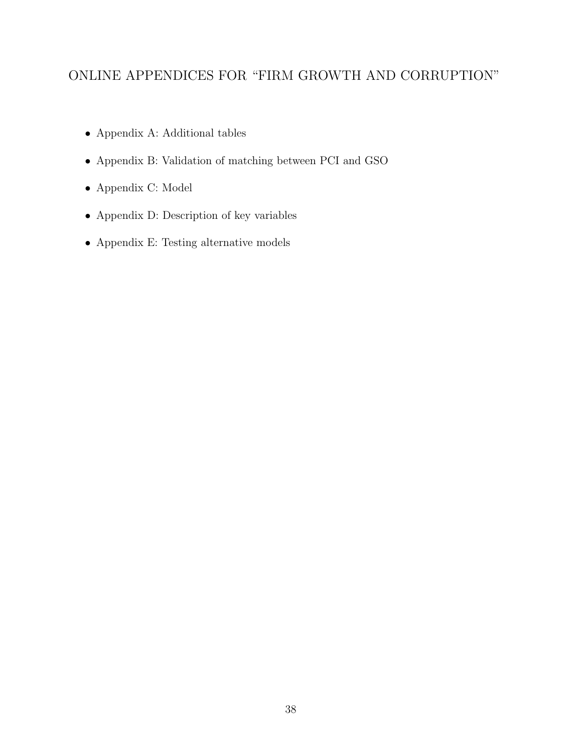# ONLINE APPENDICES FOR "FIRM GROWTH AND CORRUPTION"

- Appendix A: Additional tables
- Appendix B: Validation of matching between PCI and GSO
- Appendix C: Model
- Appendix D: Description of key variables
- Appendix E: Testing alternative models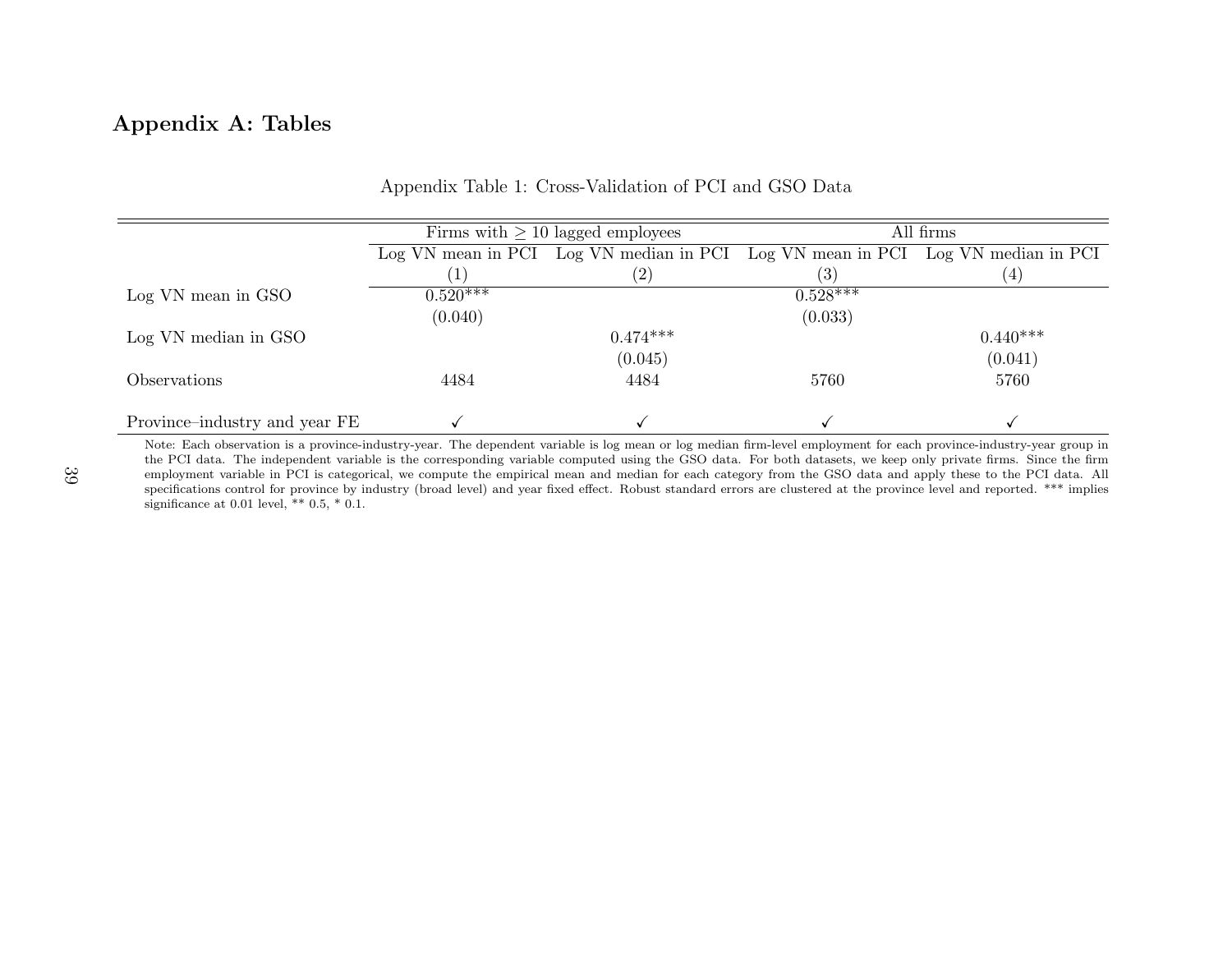# Appendix A: Tables

Appendix Table 1: Cross-Validation of PCI and GSO Data

| | Firms with $\geq$ 10 lagged employees | | All firms | |
|---|---|---|---|---|
| | Log VN mean in PCI | Log VN median in PCI | Log VN mean in PCI | Log VN median in PCI |
| | (1) | (2) | (3) | (4) |
| Log VN mean in GSO | 0.520*** | | 0.528*** | |
| | (0.040) | | (0.033) | |
| Log VN median in GSO | | 0.474*** | | 0.440*** |
| | | (0.045) | | (0.041) |
| Observations | 4484 | 4484 | 5760 | 5760 |
| Province–industry and year FE | ✓ | ✓ | ✓ | ✓ |

Note: Each observation is a province-industry-year. The dependent variable is log mean or log median firm-level employment for each province-industry-year group in the PCI data. The independent variable is the corresponding variable computed using the GSO data. For both datasets, we keep only private firms. Since the firm employment variable in PCI is categorical, we compute the empirical mean and median for each category from the GSO data and apply these to the PCI data. All specifications control for province by industry (broad level) and year fixed effect. Robust standard errors are clustered at the province level and reported. *** implies significance at 0.01 level, ** 0.5, * 0.1.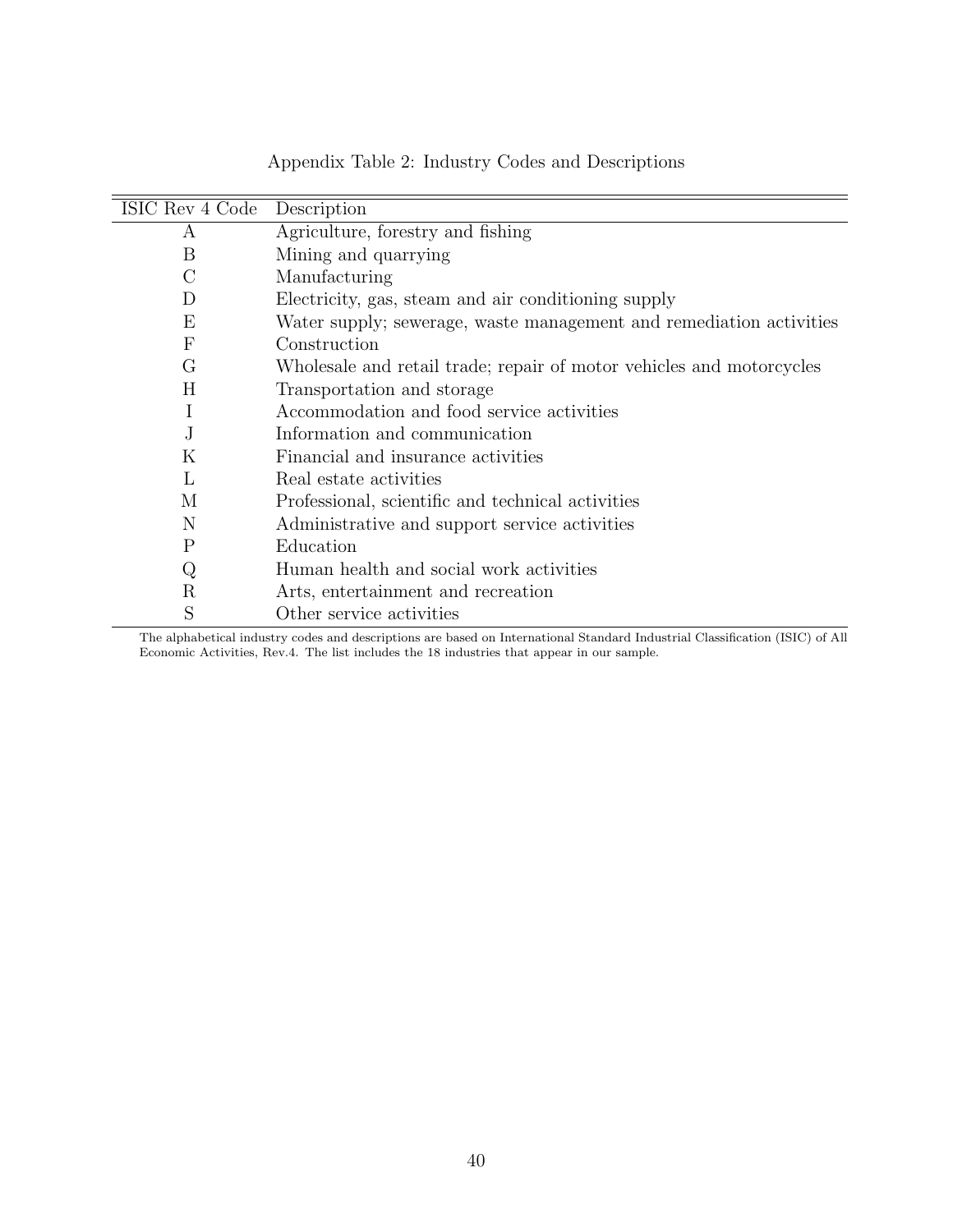Appendix Table 2: Industry Codes and Descriptions

| ISIC Rev 4 Code | Description |
|---|---|
| A | Agriculture, forestry and fishing |
| B | Mining and quarrying |
| C | Manufacturing |
| D | Electricity, gas, steam and air conditioning supply |
| E | Water supply; sewerage, waste management and remediation activities |
| F | Construction |
| G | Wholesale and retail trade; repair of motor vehicles and motorcycles |
| H | Transportation and storage |
| I | Accommodation and food service activities |
| J | Information and communication |
| K | Financial and insurance activities |
| L | Real estate activities |
| M | Professional, scientific and technical activities |
| N | Administrative and support service activities |
| P | Education |
| Q | Human health and social work activities |
| R | Arts, entertainment and recreation |
| S | Other service activities |

The alphabetical industry codes and descriptions are based on International Standard Industrial Classification (ISIC) of All Economic Activities, Rev.4. The list includes the 18 industries that appear in our sample.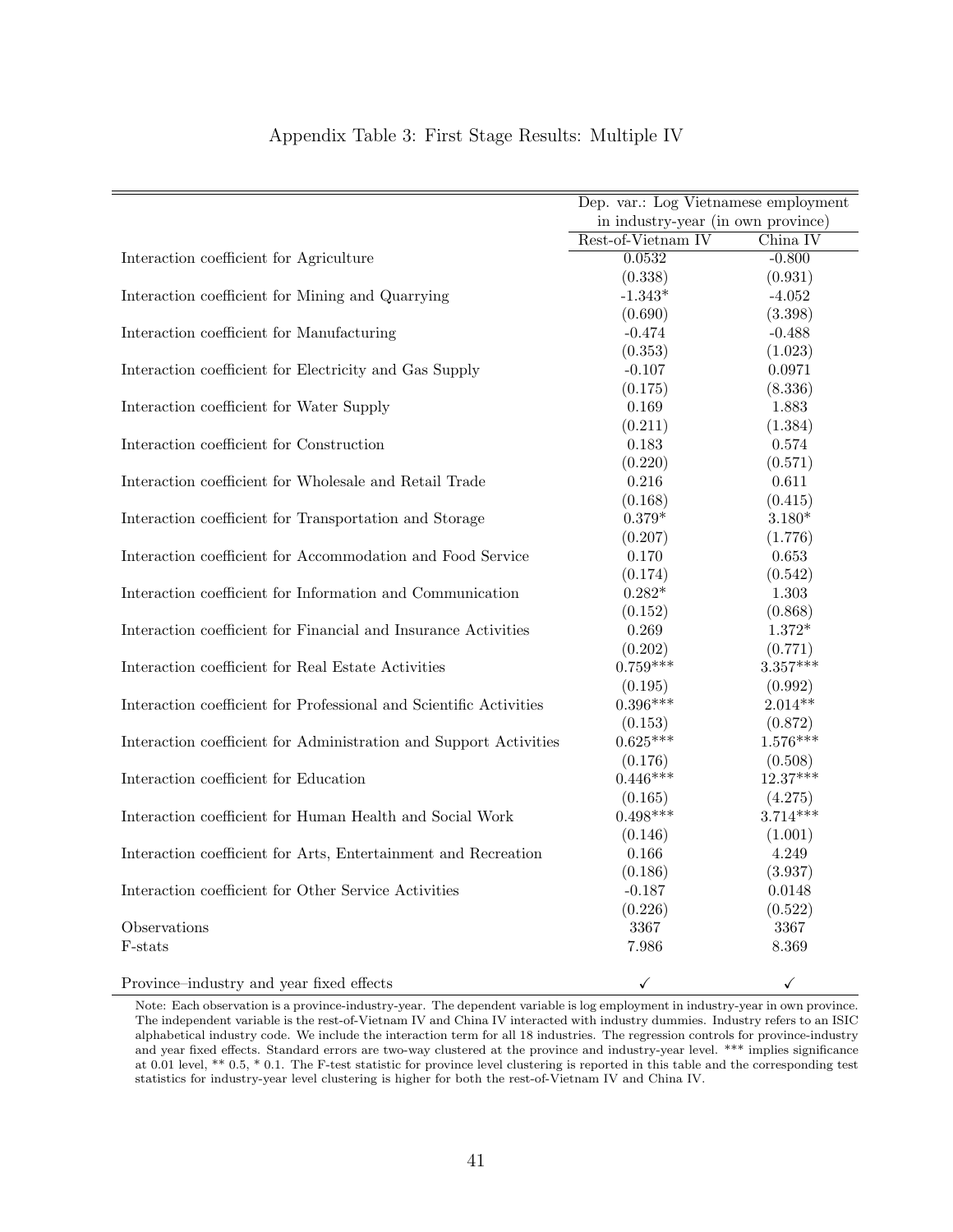Appendix Table 3: First Stage Results: Multiple IV

| | Dep. var.: Log Vietnamese employment in industry-year (in own province) | |
|---|---|---|
| | Rest-of-Vietnam IV | China IV |
| Interaction coefficient for Agriculture | 0.0532 | -0.800 |
| | (0.338) | (0.931) |
| Interaction coefficient for Mining and Quarrying | -1.343* | -4.052 |
| | (0.690) | (3.398) |
| Interaction coefficient for Manufacturing | -0.474 | -0.488 |
| | (0.353) | (1.023) |
| Interaction coefficient for Electricity and Gas Supply | -0.107 | 0.0971 |
| | (0.175) | (8.336) |
| Interaction coefficient for Water Supply | 0.169 | 1.883 |
| | (0.211) | (1.384) |
| Interaction coefficient for Construction | 0.183 | 0.574 |
| | (0.220) | (0.571) |
| Interaction coefficient for Wholesale and Retail Trade | 0.216 | 0.611 |
| | (0.168) | (0.415) |
| Interaction coefficient for Transportation and Storage | 0.379* | 3.180* |
| | (0.207) | (1.776) |
| Interaction coefficient for Accommodation and Food Service | 0.170 | 0.653 |
| | (0.174) | (0.542) |
| Interaction coefficient for Information and Communication | 0.282* | 1.303 |
| | (0.152) | (0.868) |
| Interaction coefficient for Financial and Insurance Activities | 0.269 | 1.372* |
| | (0.202) | (0.771) |
| Interaction coefficient for Real Estate Activities | 0.759*** | 3.357*** |
| | (0.195) | (0.992) |
| Interaction coefficient for Professional and Scientific Activities | 0.396*** | 2.014** |
| | (0.153) | (0.872) |
| Interaction coefficient for Administration and Support Activities | 0.625*** | 1.576*** |
| | (0.176) | (0.508) |
| Interaction coefficient for Education | 0.446*** | 12.37*** |
| | (0.165) | (4.275) |
| Interaction coefficient for Human Health and Social Work | 0.498*** | 3.714*** |
| | (0.146) | (1.001) |
| Interaction coefficient for Arts, Entertainment and Recreation | 0.166 | 4.249 |
| | (0.186) | (3.937) |
| Interaction coefficient for Other Service Activities | -0.187 | 0.0148 |
| | (0.226) | (0.522) |
| Observations | 3367 | 3367 |
| F-stats | 7.986 | 8.369 |
| Province–industry and year fixed effects | ✓ | ✓ |

Note: Each observation is a province-industry-year. The dependent variable is log employment in industry-year in own province. The independent variable is the rest-of-Vietnam IV and China IV interacted with industry dummies. Industry refers to an ISIC alphabetical industry code. We include the interaction term for all 18 industries. The regression controls for province-industry and year fixed effects. Standard errors are two-way clustered at the province and industry-year level. *** implies significance at 0.01 level, ** 0.5, * 0.1. The F-test statistic for province level clustering is reported in this table and the corresponding test statistics for industry-year level clustering is higher for both the rest-of-Vietnam IV and China IV.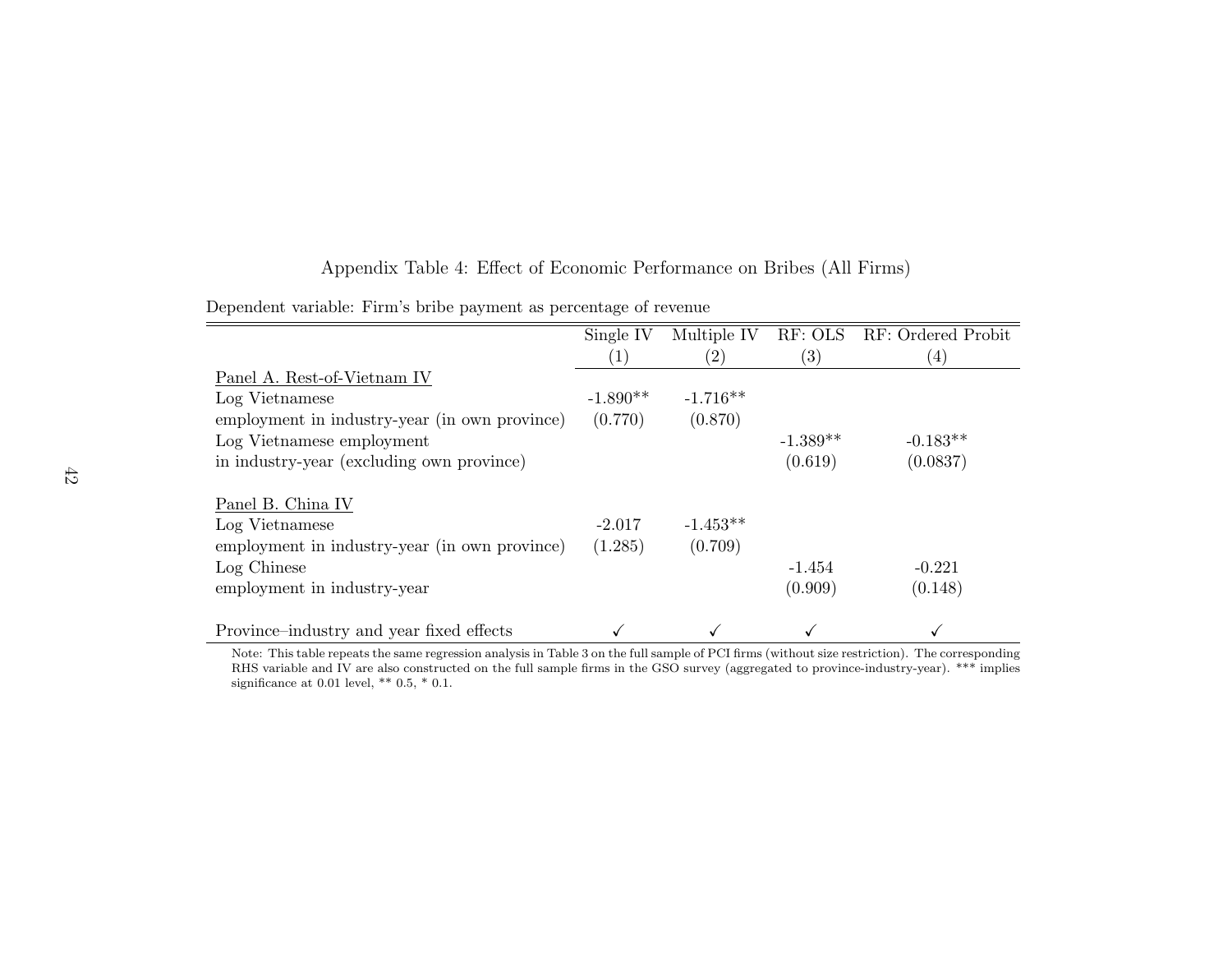Appendix Table 4: Effect of Economic Performance on Bribes (All Firms)

Dependent variable: Firm's bribe payment as percentage of revenue

| | Single IV | Multiple IV | RF: OLS | RF: Ordered Probit |
|---|---|---|---|---|
| | (1) | (2) | (3) | (4) |
| Panel A. Rest-of-Vietnam IV | | | | |
| Log Vietnamese | -1.890** | -1.716** | | |
| employment in industry-year (in own province) | (0.770) | (0.870) | | |
| Log Vietnamese employment | | | -1.389** | -0.183** |
| in industry-year (excluding own province) | | | (0.619) | (0.0837) |
| | | | | |
| Panel B. China IV | | | | |
| Log Vietnamese | -2.017 | -1.453** | | |
| employment in industry-year (in own province) | (1.285) | (0.709) | | |
| Log Chinese | | | -1.454 | -0.221 |
| employment in industry-year | | | (0.909) | (0.148) |
| | | | | |
| Province–industry and year fixed effects | ✓ | ✓ | ✓ | ✓ |

Note: This table repeats the same regression analysis in Table 3 on the full sample of PCI firms (without size restriction). The corresponding RHS variable and IV are also constructed on the full sample firms in the GSO survey (aggregated to province-industry-year). *** implies significance at 0.01 level, ** 0.5, * 0.1.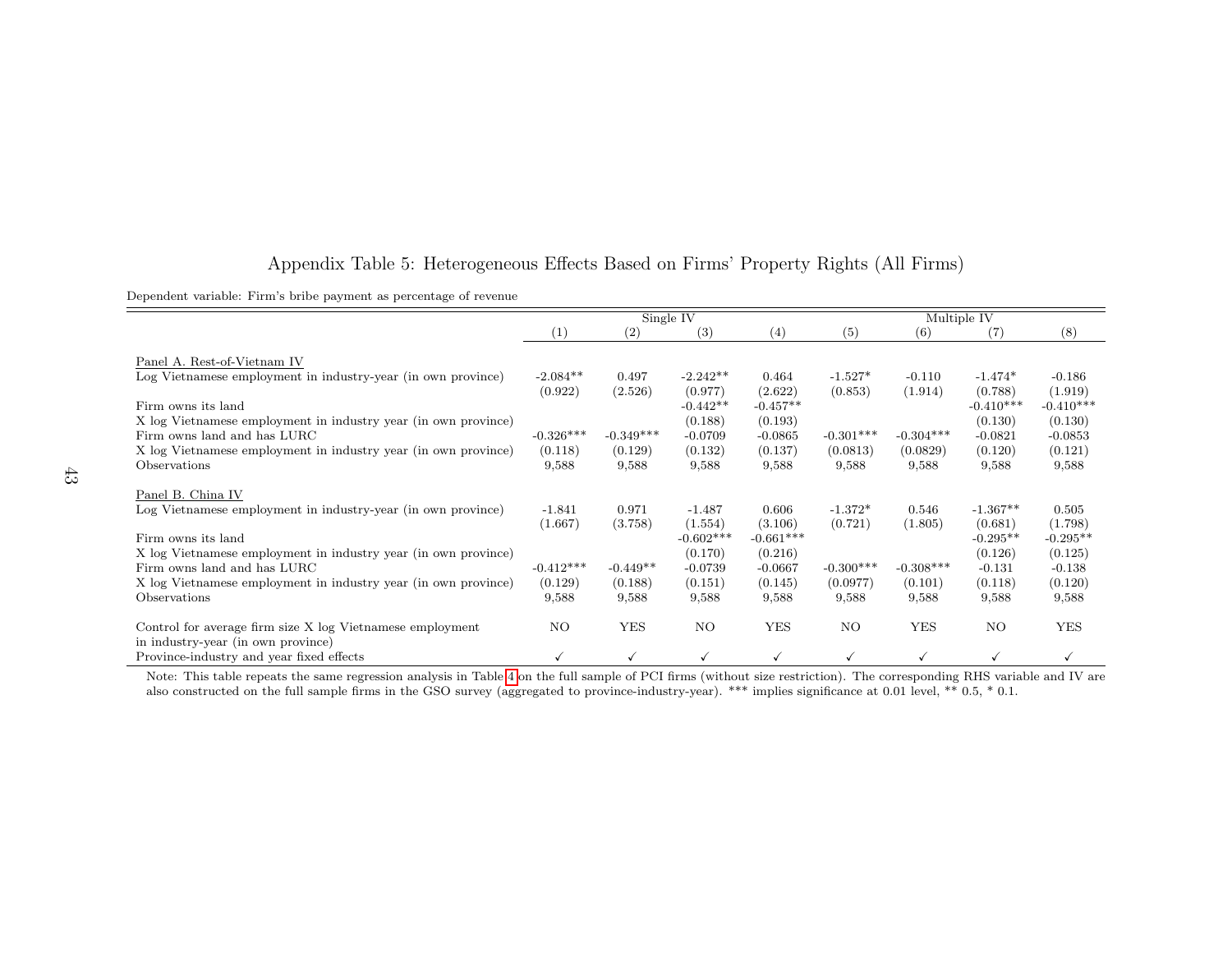## Appendix Table 5: Heterogeneous Effects Based on Firms' Property Rights (All Firms)

Dependent variable: Firm's bribe payment as percentage of revenue

| | Single IV | | | | Multiple IV | | | |
|---|---|---|---|---|---|---|---|---|
| | (1) | (2) | (3) | (4) | (5) | (6) | (7) | (8) |
| Panel A. Rest-of-Vietnam IV | | | | | | | | |
| Log Vietnamese employment in industry-year (in own province) | -2.084** | 0.497 | -2.242** | 0.464 | -1.527* | -0.110 | -1.474* | -0.186 |
| | (0.922) | (2.526) | (0.977) | (2.622) | (0.853) | (1.914) | (0.788) | (1.919) |
| Firm owns its land | | | -0.442** | -0.457** | | | -0.410*** | -0.410*** |
| X log Vietnamese employment in industry year (in own province) | | | (0.188) | (0.193) | | | (0.130) | (0.130) |
| Firm owns land and has LURC | -0.326*** | -0.349*** | -0.0709 | -0.0865 | -0.301*** | -0.304*** | -0.0821 | -0.0853 |
| X log Vietnamese employment in industry year (in own province) | (0.118) | (0.129) | (0.132) | (0.137) | (0.0813) | (0.0829) | (0.120) | (0.121) |
| Observations | 9,588 | 9,588 | 9,588 | 9,588 | 9,588 | 9,588 | 9,588 | 9,588 |
| Panel B. China IV | | | | | | | | |
| Log Vietnamese employment in industry-year (in own province) | -1.841 | 0.971 | -1.487 | 0.606 | -1.372* | 0.546 | -1.367** | 0.505 |
| | (1.667) | (3.758) | (1.554) | (3.106) | (0.721) | (1.805) | (0.681) | (1.798) |
| Firm owns its land | | | -0.602*** | -0.661*** | | | -0.295** | -0.295** |
| X log Vietnamese employment in industry year (in own province) | | | (0.170) | (0.216) | | | (0.126) | (0.125) |
| Firm owns land and has LURC | -0.412*** | -0.449** | -0.0739 | -0.0667 | -0.300*** | -0.308*** | -0.131 | -0.138 |
| X log Vietnamese employment in industry year (in own province) | (0.129) | (0.188) | (0.151) | (0.145) | (0.0977) | (0.101) | (0.118) | (0.120) |
| Observations | 9,588 | 9,588 | 9,588 | 9,588 | 9,588 | 9,588 | 9,588 | 9,588 |
| Control for average firm size X log Vietnamese employment in industry-year (in own province) | NO | YES | NO | YES | NO | YES | NO | YES |
| Province-industry and year fixed effects | ✓ | ✓ | ✓ | ✓ | ✓ | ✓ | ✓ | ✓ |

Note: This table repeats the same regression analysis in Table 4 on the full sample of PCI firms (without size restriction). The corresponding RHS variable and IV are also constructed on the full sample firms in the GSO survey (aggregated to province-industry-year). *** implies significance at 0.01 level, ** 0.5, * 0.1.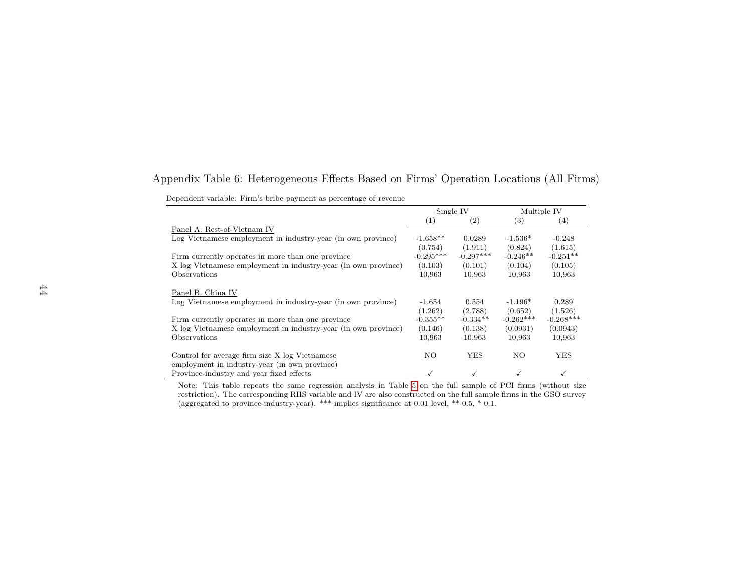# Appendix Table 6: Heterogeneous Effects Based on Firms' Operation Locations (All Firms)

Dependent variable: Firm's bribe payment as percentage of revenue

| | Single IV | | Multiple IV | |
|---|---|---|---|---|
| | (1) | (2) | (3) | (4) |
| Panel A. Rest-of-Vietnam IV | | | | |
| Log Vietnamese employment in industry-year (in own province) | -1.658** | 0.0289 | -1.536* | -0.248 |
| | (0.754) | (1.911) | (0.824) | (1.615) |
| Firm currently operates in more than one province | -0.295*** | -0.297*** | -0.246** | -0.251** |
| X log Vietnamese employment in industry-year (in own province) | (0.103) | (0.101) | (0.104) | (0.105) |
| Observations | 10,963 | 10,963 | 10,963 | 10,963 |
| | | | | |
| Panel B. China IV | | | | |
| Log Vietnamese employment in industry-year (in own province) | -1.654 | 0.554 | -1.196* | 0.289 |
| | (1.262) | (2.788) | (0.652) | (1.526) |
| Firm currently operates in more than one province | -0.355** | -0.334** | -0.262*** | -0.268*** |
| X log Vietnamese employment in industry-year (in own province) | (0.146) | (0.138) | (0.0931) | (0.0943) |
| Observations | 10,963 | 10,963 | 10,963 | 10,963 |
| | | | | |
| Control for average firm size X log Vietnamese employment in industry-year (in own province) | NO | YES | NO | YES |
| Province-industry and year fixed effects | ✓ | ✓ | ✓ | ✓ |

Note: This table repeats the same regression analysis in Table 5 on the full sample of PCI firms (without size restriction). The corresponding RHS variable and IV are also constructed on the full sample firms in the GSO survey (aggregated to province-industry-year). *** implies significance at 0.01 level, ** 0.5, * 0.1.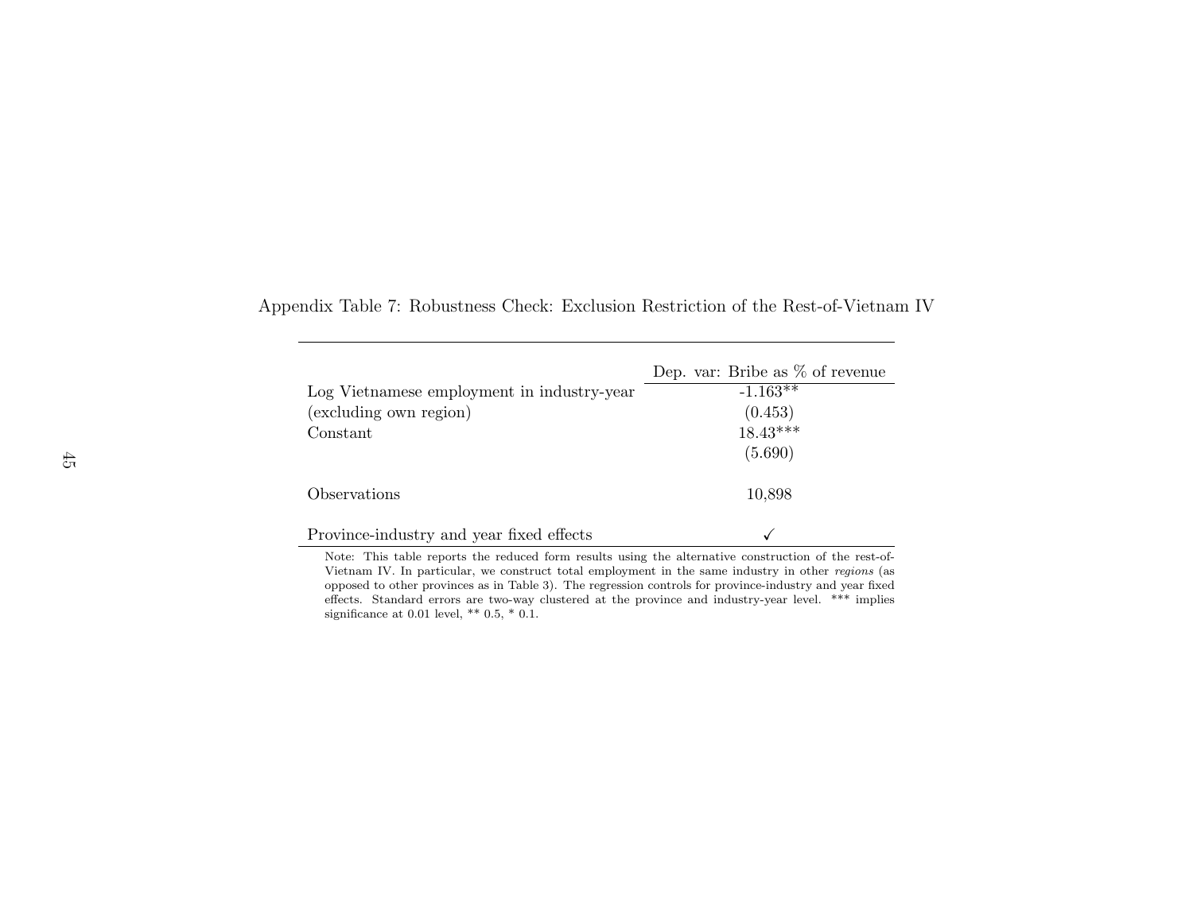Appendix Table 7: Robustness Check: Exclusion Restriction of the Rest-of-Vietnam IV

| | Dep. var: Bribe as % of revenue |
|---|---|
| Log Vietnamese employment in industry-year | -1.163** |
| (excluding own region) | (0.453) |
| Constant | 18.43*** |
| | (5.690) |
| Observations | 10,898 |
| Province-industry and year fixed effects | ✓ |

Note: This table reports the reduced form results using the alternative construction of the rest-of-Vietnam IV. In particular, we construct total employment in the same industry in other *regions* (as opposed to other provinces as in Table 3). The regression controls for province-industry and year fixed effects. Standard errors are two-way clustered at the province and industry-year level. *** implies significance at 0.01 level, ** 0.5, * 0.1.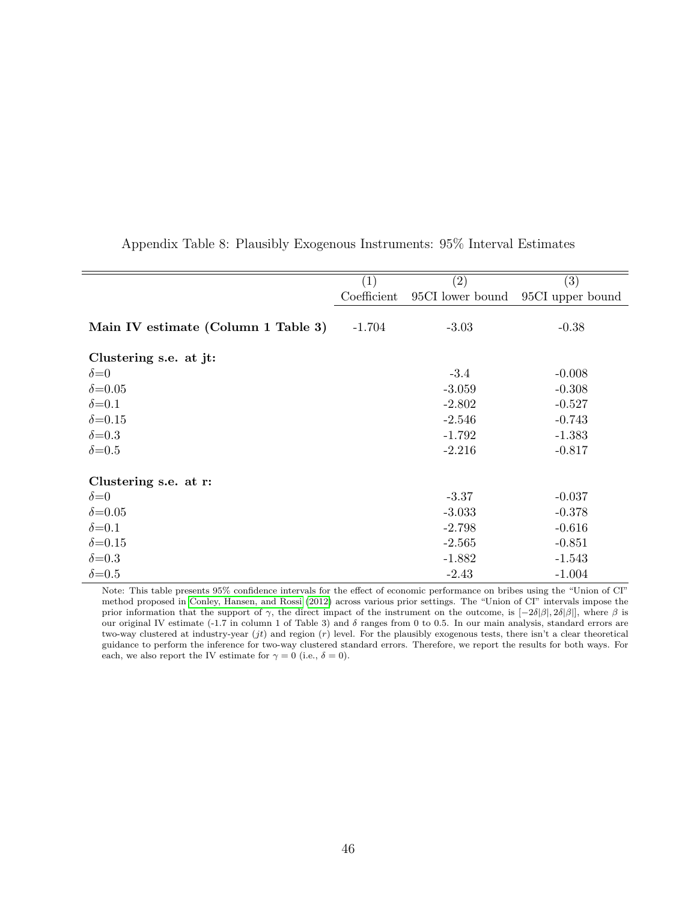Appendix Table 8: Plausibly Exogenous Instruments: 95% Interval Estimates

| | (1) | (2) | (3) |
|---|---|---|---|
| | Coefficient | 95CI lower bound | 95CI upper bound |
| **Main IV estimate (Column 1 Table 3)** | -1.704 | -3.03 | -0.38 |
| **Clustering s.e. at jt:** | | | |
| $\delta$=0 | | -3.4 | -0.008 |
| $\delta$=0.05 | | -3.059 | -0.308 |
| $\delta$=0.1 | | -2.802 | -0.527 |
| $\delta$=0.15 | | -2.546 | -0.743 |
| $\delta$=0.3 | | -1.792 | -1.383 |
| $\delta$=0.5 | | -2.216 | -0.817 |
| **Clustering s.e. at r:** | | | |
| $\delta$=0 | | -3.37 | -0.037 |
| $\delta$=0.05 | | -3.033 | -0.378 |
| $\delta$=0.1 | | -2.798 | -0.616 |
| $\delta$=0.15 | | -2.565 | -0.851 |
| $\delta$=0.3 | | -1.882 | -1.543 |
| $\delta$=0.5 | | -2.43 | -1.004 |

Note: This table presents 95% confidence intervals for the effect of economic performance on bribes using the "Union of CI" method proposed in Conley, Hansen, and Rossi (2012) across various prior settings. The "Union of CI" intervals impose the prior information that the support of $\gamma$, the direct impact of the instrument on the outcome, is $[-2\delta|\beta|, 2\delta|\beta|]$, where $\beta$ is our original IV estimate (-1.7 in column 1 of Table 3) and $\delta$ ranges from 0 to 0.5. In our main analysis, standard errors are two-way clustered at industry-year ($jt$) and region ($r$) level. For the plausibly exogenous tests, there isn't a clear theoretical guidance to perform the inference for two-way clustered standard errors. Therefore, we report the results for both ways. For each, we also report the IV estimate for $\gamma = 0$ (i.e., $\delta = 0$).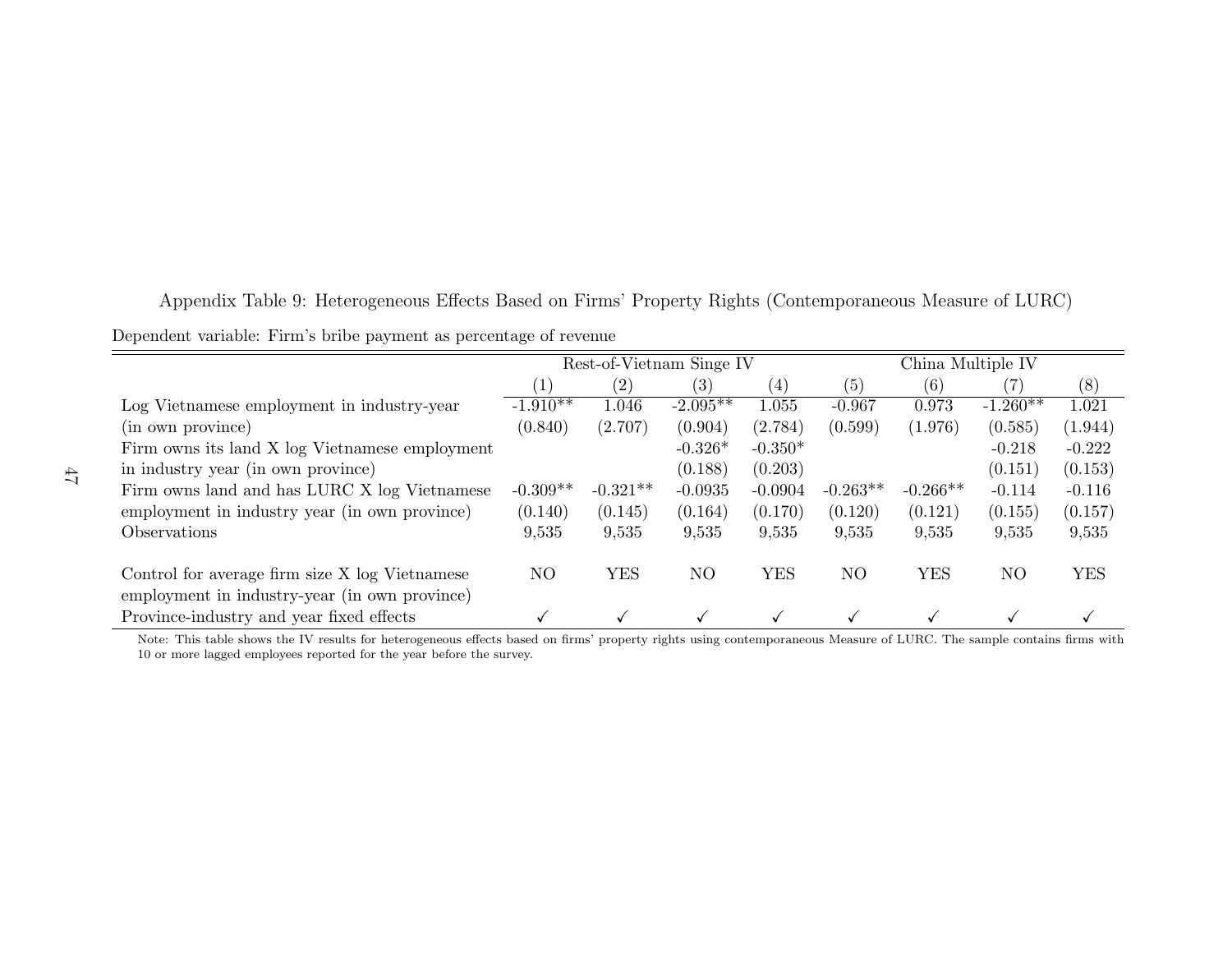Appendix Table 9: Heterogeneous Effects Based on Firms' Property Rights (Contemporaneous Measure of LURC)

Dependent variable: Firm's bribe payment as percentage of revenue

| | Rest-of-Vietnam Singe IV | | | | China Multiple IV | | | |
|---|---|---|---|---|---|---|---|---|
| | (1) | (2) | (3) | (4) | (5) | (6) | (7) | (8) |
| Log Vietnamese employment in industry-year | -1.910** | 1.046 | -2.095** | 1.055 | -0.967 | 0.973 | -1.260** | 1.021 |
| (in own province) | (0.840) | (2.707) | (0.904) | (2.784) | (0.599) | (1.976) | (0.585) | (1.944) |
| Firm owns its land X log Vietnamese employment | | | -0.326* | -0.350* | | | -0.218 | -0.222 |
| in industry year (in own province) | | | (0.188) | (0.203) | | | (0.151) | (0.153) |
| Firm owns land and has LURC X log Vietnamese | -0.309** | -0.321** | -0.0935 | -0.0904 | -0.263** | -0.266** | -0.114 | -0.116 |
| employment in industry year (in own province) | (0.140) | (0.145) | (0.164) | (0.170) | (0.120) | (0.121) | (0.155) | (0.157) |
| Observations | 9,535 | 9,535 | 9,535 | 9,535 | 9,535 | 9,535 | 9,535 | 9,535 |
| Control for average firm size X log Vietnamese employment in industry-year (in own province) | NO | YES | NO | YES | NO | YES | NO | YES |
| Province-industry and year fixed effects | ✓ | ✓ | ✓ | ✓ | ✓ | ✓ | ✓ | ✓ |

Note: This table shows the IV results for heterogeneous effects based on firms' property rights using contemporaneous Measure of LURC. The sample contains firms with 10 or more lagged employees reported for the year before the survey.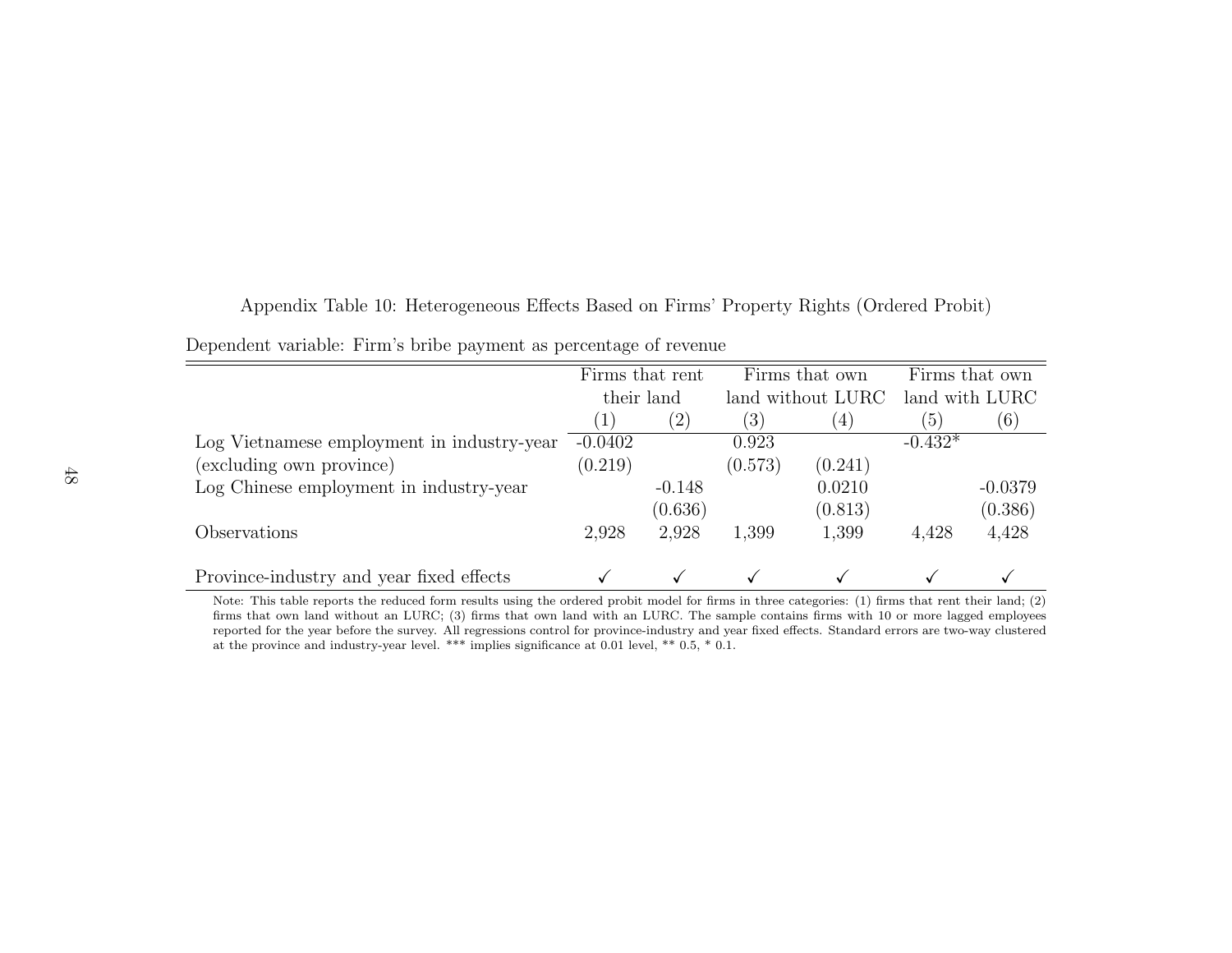Appendix Table 10: Heterogeneous Effects Based on Firms' Property Rights (Ordered Probit)

Dependent variable: Firm's bribe payment as percentage of revenue

| | Firms that rent their land | | Firms that own land without LURC | | Firms that own land with LURC | |
|---|---|---|---|---|---|---|
| | (1) | (2) | (3) | (4) | (5) | (6) |
| Log Vietnamese employment in industry-year | -0.0402 | | 0.923 | | -0.432* | |
| (excluding own province) | (0.219) | | (0.573) | (0.241) | | |
| Log Chinese employment in industry-year | | -0.148 | | 0.0210 | | -0.0379 |
| | | (0.636) | | (0.813) | | (0.386) |
| Observations | 2,928 | 2,928 | 1,399 | 1,399 | 4,428 | 4,428 |
| Province-industry and year fixed effects | ✓ | ✓ | ✓ | ✓ | ✓ | ✓ |

Note: This table reports the reduced form results using the ordered probit model for firms in three categories: (1) firms that rent their land; (2) firms that own land without an LURC; (3) firms that own land with an LURC. The sample contains firms with 10 or more lagged employees reported for the year before the survey. All regressions control for province-industry and year fixed effects. Standard errors are two-way clustered at the province and industry-year level. *** implies significance at 0.01 level, ** 0.5, * 0.1.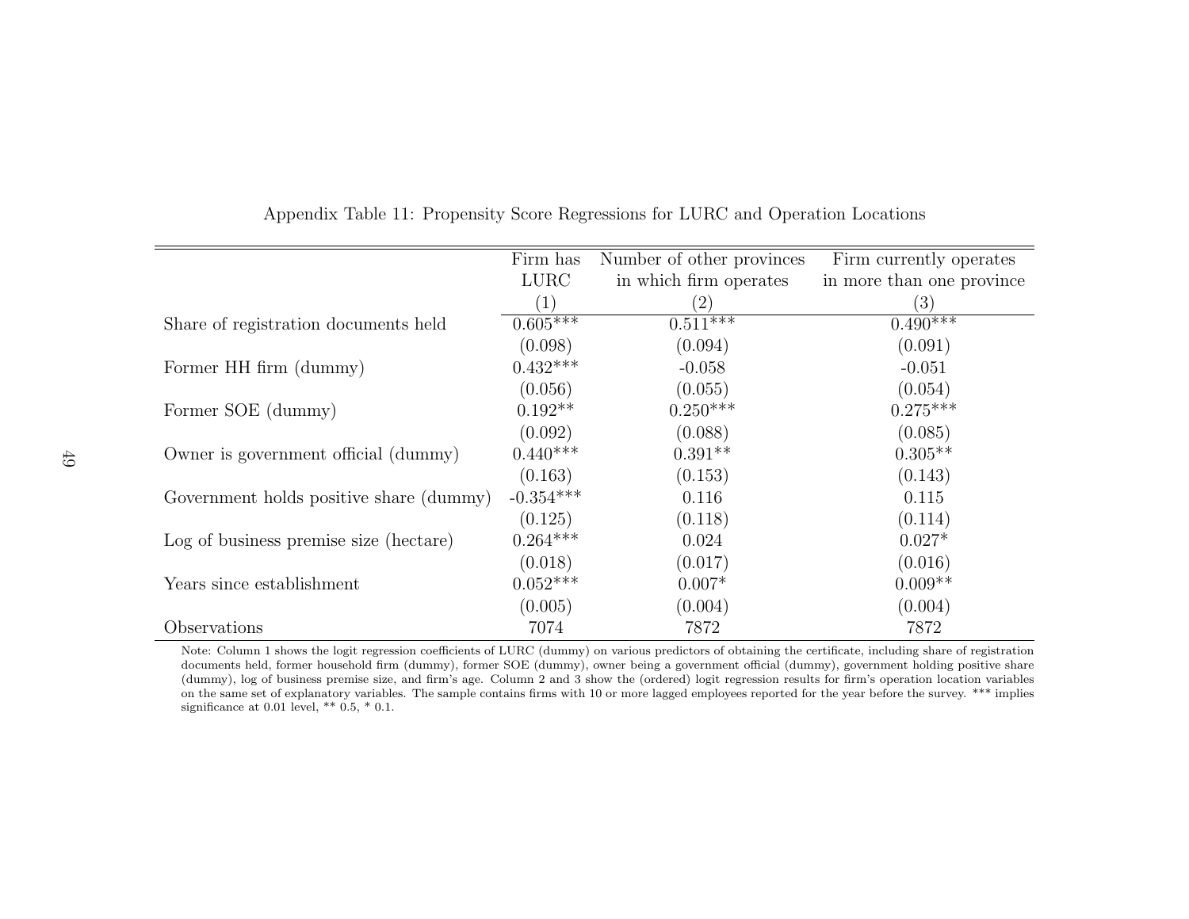Appendix Table 11: Propensity Score Regressions for LURC and Operation Locations

| | Firm has LURC | Number of other provinces in which firm operates | Firm currently operates in more than one province |
|---|---|---|---|
| | (1) | (2) | (3) |
| Share of registration documents held | 0.605*** | 0.511*** | 0.490*** |
| | (0.098) | (0.094) | (0.091) |
| Former HH firm (dummy) | 0.432*** | -0.058 | -0.051 |
| | (0.056) | (0.055) | (0.054) |
| Former SOE (dummy) | 0.192** | 0.250*** | 0.275*** |
| | (0.092) | (0.088) | (0.085) |
| Owner is government official (dummy) | 0.440*** | 0.391** | 0.305** |
| | (0.163) | (0.153) | (0.143) |
| Government holds positive share (dummy) | -0.354*** | 0.116 | 0.115 |
| | (0.125) | (0.118) | (0.114) |
| Log of business premise size (hectare) | 0.264*** | 0.024 | 0.027* |
| | (0.018) | (0.017) | (0.016) |
| Years since establishment | 0.052*** | 0.007* | 0.009** |
| | (0.005) | (0.004) | (0.004) |
| Observations | 7074 | 7872 | 7872 |

Note: Column 1 shows the logit regression coefficients of LURC (dummy) on various predictors of obtaining the certificate, including share of registration documents held, former household firm (dummy), former SOE (dummy), owner being a government official (dummy), government holding positive share (dummy), log of business premise size, and firm's age. Column 2 and 3 show the (ordered) logit regression results for firm's operation location variables on the same set of explanatory variables. The sample contains firms with 10 or more lagged employees reported for the year before the survey. *** implies significance at 0.01 level, ** 0.5, * 0.1.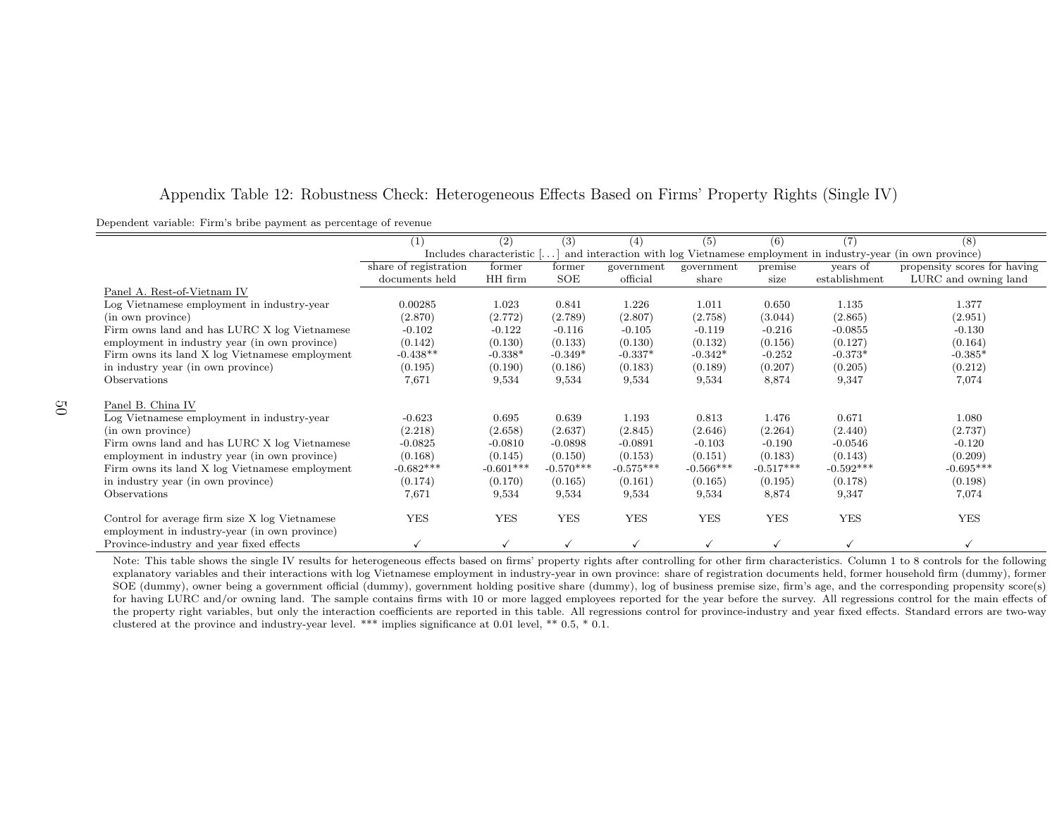## Appendix Table 12: Robustness Check: Heterogeneous Effects Based on Firms' Property Rights (Single IV)

Dependent variable: Firm's bribe payment as percentage of revenue

| | (1) | (2) | (3) | (4) | (5) | (6) | (7) | (8) |
|---|---|---|---|---|---|---|---|---|
| | Includes characteristic [...] and interaction with log Vietnamese employment in industry-year (in own province) | | | | | | | |
| | share of registration documents held | former HH firm | former SOE | government official | government share | premise size | years of establishment | propensity scores for having LURC and owning land |
| Panel A. Rest-of-Vietnam IV | | | | | | | | |
| Log Vietnamese employment in industry-year | 0.00285 | 1.023 | 0.841 | 1.226 | 1.011 | 0.650 | 1.135 | 1.377 |
| (in own province) | (2.870) | (2.772) | (2.789) | (2.807) | (2.758) | (3.044) | (2.865) | (2.951) |
| Firm owns land and has LURC X log Vietnamese | -0.102 | -0.122 | -0.116 | -0.105 | -0.119 | -0.216 | -0.0855 | -0.130 |
| employment in industry year (in own province) | (0.142) | (0.130) | (0.133) | (0.130) | (0.132) | (0.156) | (0.127) | (0.164) |
| Firm owns its land X log Vietnamese employment | -0.438** | -0.338* | -0.349* | -0.337* | -0.342* | -0.252 | -0.373* | -0.385* |
| in industry year (in own province) | (0.195) | (0.190) | (0.186) | (0.183) | (0.189) | (0.207) | (0.205) | (0.212) |
| Observations | 7,671 | 9,534 | 9,534 | 9,534 | 9,534 | 8,874 | 9,347 | 7,074 |
| Panel B. China IV | | | | | | | | |
| Log Vietnamese employment in industry-year | -0.623 | 0.695 | 0.639 | 1.193 | 0.813 | 1.476 | 0.671 | 1.080 |
| (in own province) | (2.218) | (2.658) | (2.637) | (2.845) | (2.646) | (2.264) | (2.440) | (2.737) |
| Firm owns land and has LURC X log Vietnamese | -0.0825 | -0.0810 | -0.0898 | -0.0891 | -0.103 | -0.190 | -0.0546 | -0.120 |
| employment in industry year (in own province) | (0.168) | (0.145) | (0.150) | (0.153) | (0.151) | (0.183) | (0.143) | (0.209) |
| Firm owns its land X log Vietnamese employment | -0.682*** | -0.601*** | -0.570*** | -0.575*** | -0.566*** | -0.517*** | -0.592*** | -0.695*** |
| in industry year (in own province) | (0.174) | (0.170) | (0.165) | (0.161) | (0.165) | (0.195) | (0.178) | (0.198) |
| Observations | 7,671 | 9,534 | 9,534 | 9,534 | 9,534 | 8,874 | 9,347 | 7,074 |
| Control for average firm size X log Vietnamese employment in industry-year (in own province) | YES | YES | YES | YES | YES | YES | YES | YES |
| Province-industry and year fixed effects | ✓ | ✓ | ✓ | ✓ | ✓ | ✓ | ✓ | ✓ |

Note: This table shows the single IV results for heterogeneous effects based on firms' property rights after controlling for other firm characteristics. Column 1 to 8 controls for the following explanatory variables and their interactions with log Vietnamese employment in industry-year in own province: share of registration documents held, former household firm (dummy), former SOE (dummy), owner being a government official (dummy), government holding positive share (dummy), log of business premise size, firm's age, and the corresponding propensity score(s) for having LURC and/or owning land. The sample contains firms with 10 or more lagged employees reported for the year before the survey. All regressions control for the main effects of the property right variables, but only the interaction coefficients are reported in this table. All regressions control for province-industry and year fixed effects. Standard errors are two-way clustered at the province and industry-year level. *** implies significance at 0.01 level, ** 0.5, * 0.1.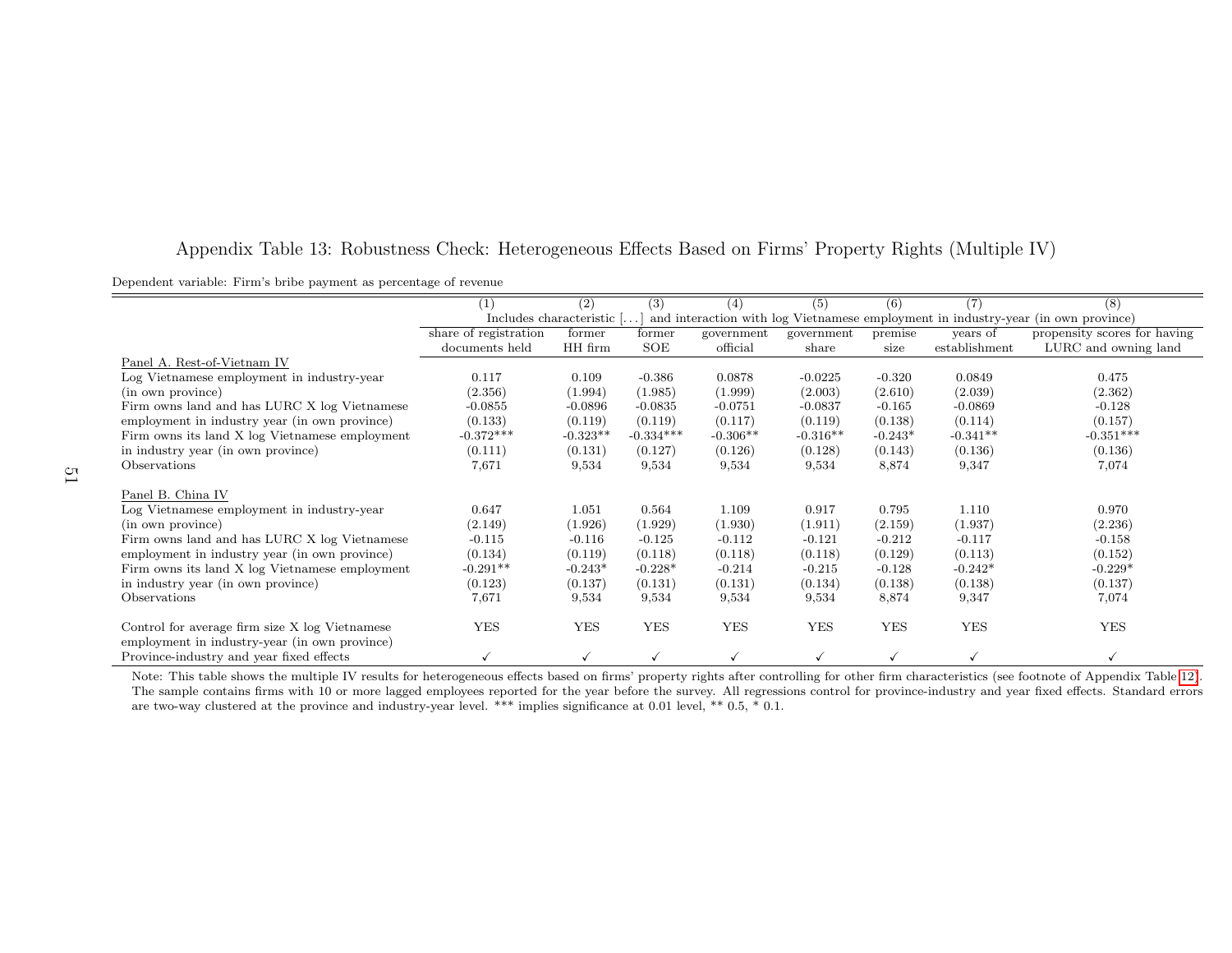## Appendix Table 13: Robustness Check: Heterogeneous Effects Based on Firms' Property Rights (Multiple IV)

Dependent variable: Firm's bribe payment as percentage of revenue

| | (1) | (2) | (3) | (4) | (5) | (6) | (7) | (8) |
|---|---|---|---|---|---|---|---|---|
| | Includes characteristic [...] and interaction with log Vietnamese employment in industry-year (in own province) | | | | | | | |
| | share of registration documents held | former HH firm | former SOE | government official | government share | premise size | years of establishment | propensity scores for having LURC and owning land |
| Panel A. Rest-of-Vietnam IV | | | | | | | | |
| Log Vietnamese employment in industry-year | 0.117 | 0.109 | -0.386 | 0.0878 | -0.0225 | -0.320 | 0.0849 | 0.475 |
| (in own province) | (2.356) | (1.994) | (1.985) | (1.999) | (2.003) | (2.610) | (2.039) | (2.362) |
| Firm owns land and has LURC X log Vietnamese | -0.0855 | -0.0896 | -0.0835 | -0.0751 | -0.0837 | -0.165 | -0.0869 | -0.128 |
| employment in industry year (in own province) | (0.133) | (0.119) | (0.119) | (0.117) | (0.119) | (0.138) | (0.114) | (0.157) |
| Firm owns its land X log Vietnamese employment | -0.372*** | -0.323** | -0.334*** | -0.306** | -0.316** | -0.243* | -0.341** | -0.351*** |
| in industry year (in own province) | (0.111) | (0.131) | (0.127) | (0.126) | (0.128) | (0.143) | (0.136) | (0.136) |
| Observations | 7,671 | 9,534 | 9,534 | 9,534 | 9,534 | 8,874 | 9,347 | 7,074 |
| Panel B. China IV | | | | | | | | |
| Log Vietnamese employment in industry-year | 0.647 | 1.051 | 0.564 | 1.109 | 0.917 | 0.795 | 1.110 | 0.970 |
| (in own province) | (2.149) | (1.926) | (1.929) | (1.930) | (1.911) | (2.159) | (1.937) | (2.236) |
| Firm owns land and has LURC X log Vietnamese | -0.115 | -0.116 | -0.125 | -0.112 | -0.121 | -0.212 | -0.117 | -0.158 |
| employment in industry year (in own province) | (0.134) | (0.119) | (0.118) | (0.118) | (0.118) | (0.129) | (0.113) | (0.152) |
| Firm owns its land X log Vietnamese employment | -0.291** | -0.243* | -0.228* | -0.214 | -0.215 | -0.128 | -0.242* | -0.229* |
| in industry year (in own province) | (0.123) | (0.137) | (0.131) | (0.131) | (0.134) | (0.138) | (0.138) | (0.137) |
| Observations | 7,671 | 9,534 | 9,534 | 9,534 | 9,534 | 8,874 | 9,347 | 7,074 |
| Control for average firm size X log Vietnamese employment in industry-year (in own province) | YES | YES | YES | YES | YES | YES | YES | YES |
| Province-industry and year fixed effects | ✓ | ✓ | ✓ | ✓ | ✓ | ✓ | ✓ | ✓ |

Note: This table shows the multiple IV results for heterogeneous effects based on firms' property rights after controlling for other firm characteristics (see footnote of Appendix Table 12). The sample contains firms with 10 or more lagged employees reported for the year before the survey. All regressions control for province-industry and year fixed effects. Standard errors are two-way clustered at the province and industry-year level. *** implies significance at 0.01 level, ** 0.5, * 0.1.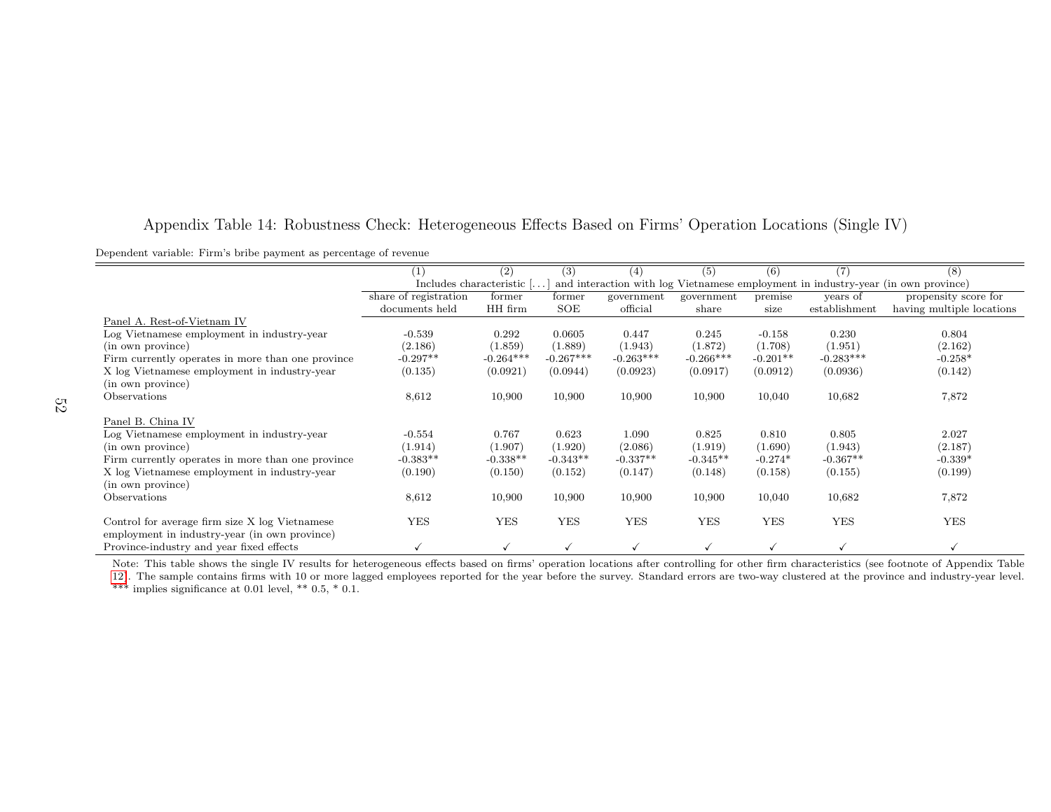Appendix Table 14: Robustness Check: Heterogeneous Effects Based on Firms' Operation Locations (Single IV)

Dependent variable: Firm's bribe payment as percentage of revenue

| | (1) | (2) | (3) | (4) | (5) | (6) | (7) | (8) |
|---|---|---|---|---|---|---|---|---|
| | Includes characteristic [. . . ] and interaction with log Vietnamese employment in industry-year (in own province) | | | | | | | |
| | share of registration documents held | former HH firm | former SOE | government official | government share | premise size | years of establishment | propensity score for having multiple locations |
| Panel A. Rest-of-Vietnam IV | | | | | | | | |
| Log Vietnamese employment in industry-year | -0.539 | 0.292 | 0.0605 | 0.447 | 0.245 | -0.158 | 0.230 | 0.804 |
| (in own province) | (2.186) | (1.859) | (1.889) | (1.943) | (1.872) | (1.708) | (1.951) | (2.162) |
| Firm currently operates in more than one province | -0.297** | -0.264*** | -0.267*** | -0.263*** | -0.266*** | -0.201** | -0.283*** | -0.258* |
| X log Vietnamese employment in industry-year (in own province) | (0.135) | (0.0921) | (0.0944) | (0.0923) | (0.0917) | (0.0912) | (0.0936) | (0.142) |
| Observations | 8,612 | 10,900 | 10,900 | 10,900 | 10,900 | 10,040 | 10,682 | 7,872 |
| Panel B. China IV | | | | | | | | |
| Log Vietnamese employment in industry-year | -0.554 | 0.767 | 0.623 | 1.090 | 0.825 | 0.810 | 0.805 | 2.027 |
| (in own province) | (1.914) | (1.907) | (1.920) | (2.086) | (1.919) | (1.690) | (1.943) | (2.187) |
| Firm currently operates in more than one province | -0.383** | -0.338** | -0.343** | -0.337** | -0.345** | -0.274* | -0.367** | -0.339* |
| X log Vietnamese employment in industry-year (in own province) | (0.190) | (0.150) | (0.152) | (0.147) | (0.148) | (0.158) | (0.155) | (0.199) |
| Observations | 8,612 | 10,900 | 10,900 | 10,900 | 10,900 | 10,040 | 10,682 | 7,872 |
| Control for average firm size X log Vietnamese employment in industry-year (in own province) | YES | YES | YES | YES | YES | YES | YES | YES |
| Province-industry and year fixed effects | ✓ | ✓ | ✓ | ✓ | ✓ | ✓ | ✓ | ✓ |

Note: This table shows the single IV results for heterogeneous effects based on firms' operation locations after controlling for other firm characteristics (see footnote of Appendix Table 12). The sample contains firms with 10 or more lagged employees reported for the year before the survey. Standard errors are two-way clustered at the province and industry-year level. *** implies significance at 0.01 level, ** 0.5, * 0.1.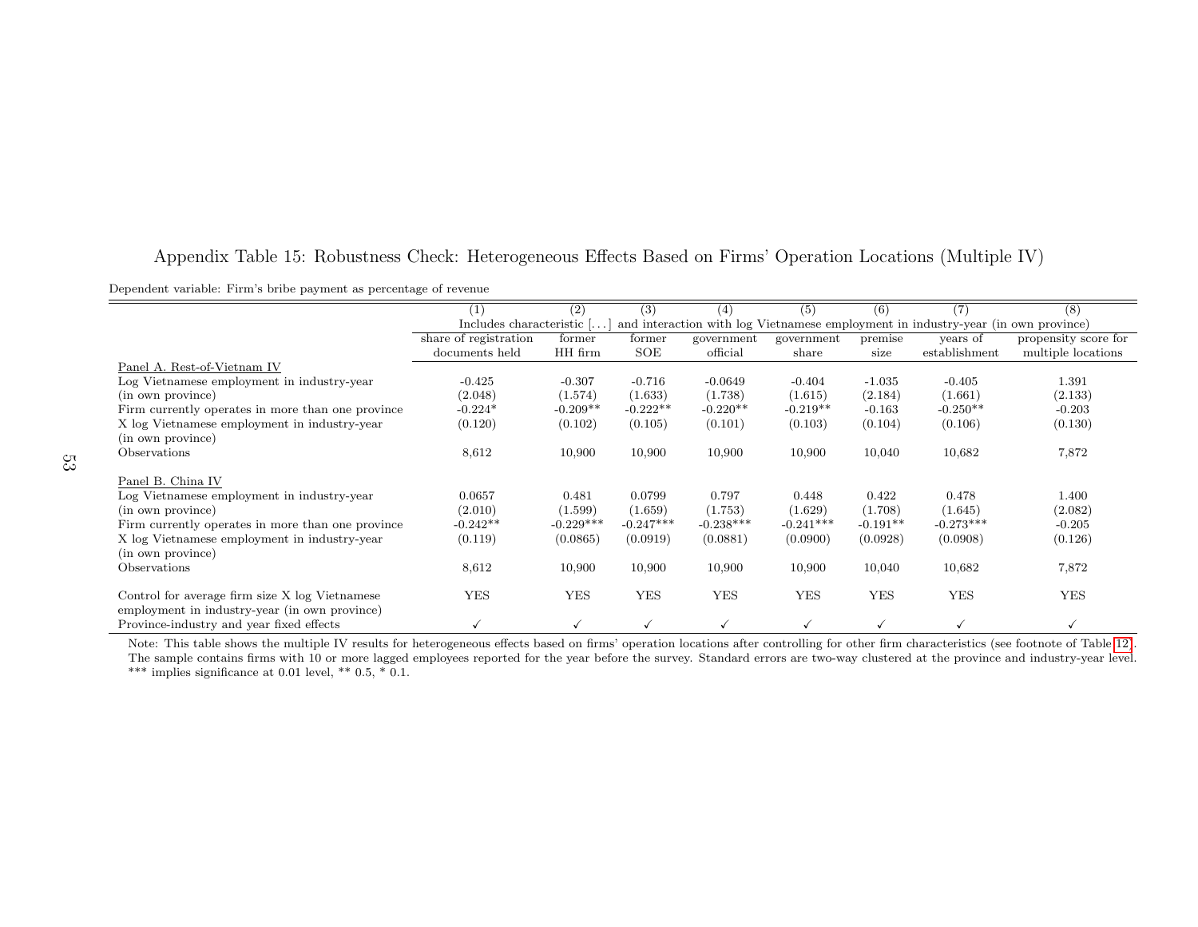# Appendix Table 15: Robustness Check: Heterogeneous Effects Based on Firms' Operation Locations (Multiple IV)

Dependent variable: Firm's bribe payment as percentage of revenue

| | (1) | (2) | (3) | (4) | (5) | (6) | (7) | (8) |
|---|---|---|---|---|---|---|---|---|
| | Includes characteristic [...] and interaction with log Vietnamese employment in industry-year (in own province) | | | | | | | |
| | share of registration documents held | former HH firm | former SOE | government official | government share | premise size | years of establishment | propensity score for multiple locations |
| Panel A. Rest-of-Vietnam IV | | | | | | | | |
| Log Vietnamese employment in industry-year (in own province) | -0.425 | -0.307 | -0.716 | -0.0649 | -0.404 | -1.035 | -0.405 | 1.391 |
| | (2.048) | (1.574) | (1.633) | (1.738) | (1.615) | (2.184) | (1.661) | (2.133) |
| Firm currently operates in more than one province X log Vietnamese employment in industry-year (in own province) | -0.224* | -0.209** | -0.222** | -0.220** | -0.219** | -0.163 | -0.250** | -0.203 |
| | (0.120) | (0.102) | (0.105) | (0.101) | (0.103) | (0.104) | (0.106) | (0.130) |
| Observations | 8,612 | 10,900 | 10,900 | 10,900 | 10,900 | 10,040 | 10,682 | 7,872 |
| Panel B. China IV | | | | | | | | |
| Log Vietnamese employment in industry-year (in own province) | 0.0657 | 0.481 | 0.0799 | 0.797 | 0.448 | 0.422 | 0.478 | 1.400 |
| | (2.010) | (1.599) | (1.659) | (1.753) | (1.629) | (1.708) | (1.645) | (2.082) |
| Firm currently operates in more than one province X log Vietnamese employment in industry-year (in own province) | -0.242** | -0.229*** | -0.247*** | -0.238*** | -0.241*** | -0.191** | -0.273*** | -0.205 |
| | (0.119) | (0.0865) | (0.0919) | (0.0881) | (0.0900) | (0.0928) | (0.0908) | (0.126) |
| Observations | 8,612 | 10,900 | 10,900 | 10,900 | 10,900 | 10,040 | 10,682 | 7,872 |
| Control for average firm size X log Vietnamese employment in industry-year (in own province) | YES | YES | YES | YES | YES | YES | YES | YES |
| Province-industry and year fixed effects | ✓ | ✓ | ✓ | ✓ | ✓ | ✓ | ✓ | ✓ |

Note: This table shows the multiple IV results for heterogeneous effects based on firms' operation locations after controlling for other firm characteristics (see footnote of Table 12). The sample contains firms with 10 or more lagged employees reported for the year before the survey. Standard errors are two-way clustered at the province and industry-year level. *** implies significance at 0.01 level, ** 0.5, * 0.1.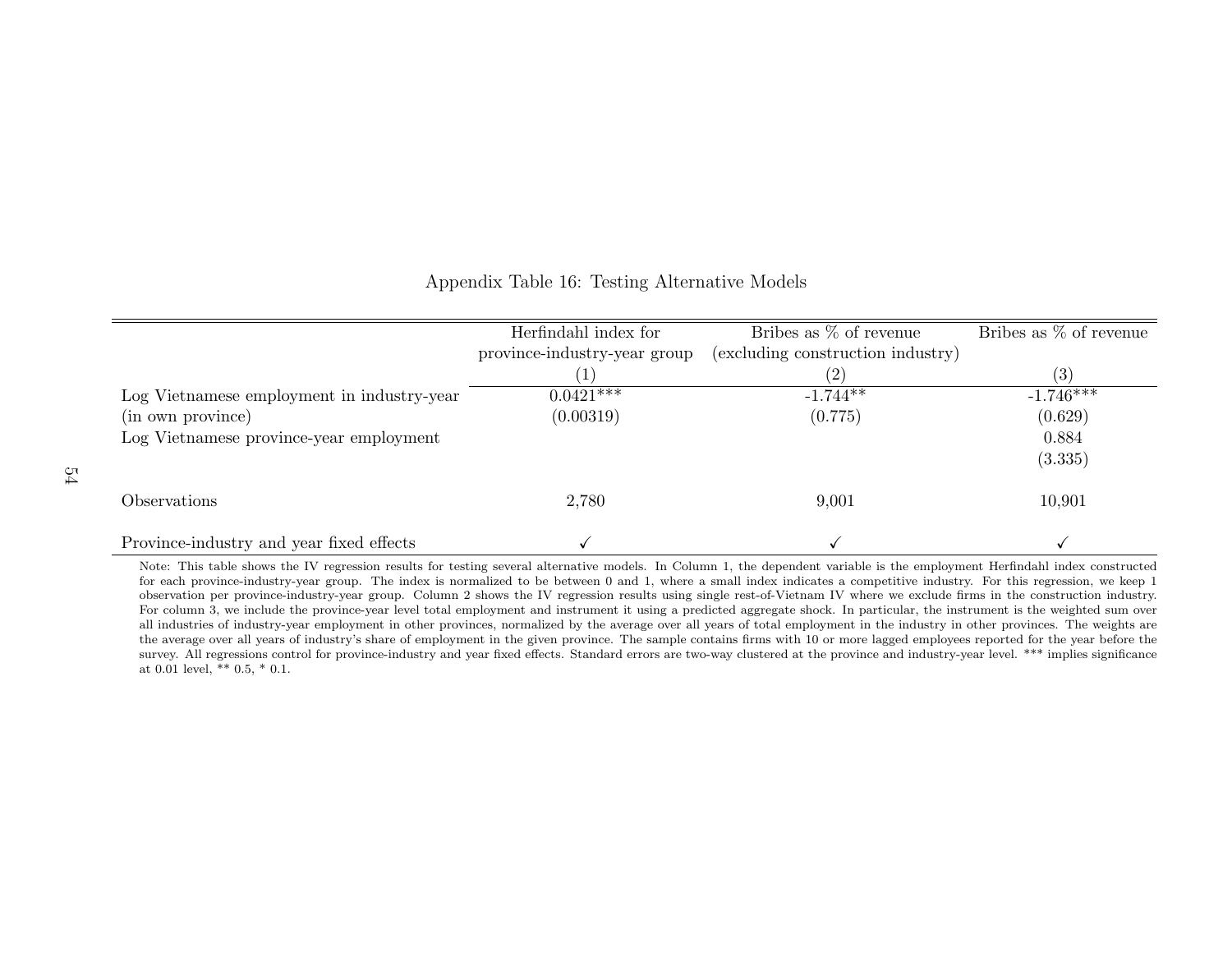Appendix Table 16: Testing Alternative Models

| | Herfindahl index for province-industry-year group | Bribes as % of revenue (excluding construction industry) | Bribes as % of revenue |
|---|---|---|---|
| | (1) | (2) | (3) |
| Log Vietnamese employment in industry-year | 0.0421*** | -1.744** | -1.746*** |
| (in own province) | (0.00319) | (0.775) | (0.629) |
| Log Vietnamese province-year employment | | | 0.884 |
| | | | (3.335) |
| Observations | 2,780 | 9,001 | 10,901 |
| Province-industry and year fixed effects | ✓ | ✓ | ✓ |

Note: This table shows the IV regression results for testing several alternative models. In Column 1, the dependent variable is the employment Herfindahl index constructed for each province-industry-year group. The index is normalized to be between 0 and 1, where a small index indicates a competitive industry. For this regression, we keep 1 observation per province-industry-year group. Column 2 shows the IV regression results using single rest-of-Vietnam IV where we exclude firms in the construction industry. For column 3, we include the province-year level total employment and instrument it using a predicted aggregate shock. In particular, the instrument is the weighted sum over all industries of industry-year employment in other provinces, normalized by the average over all years of total employment in the industry in other provinces. The weights are the average over all years of industry's share of employment in the given province. The sample contains firms with 10 or more lagged employees reported for the year before the survey. All regressions control for province-industry and year fixed effects. Standard errors are two-way clustered at the province and industry-year level. *** implies significance at 0.01 level, ** 0.5, * 0.1.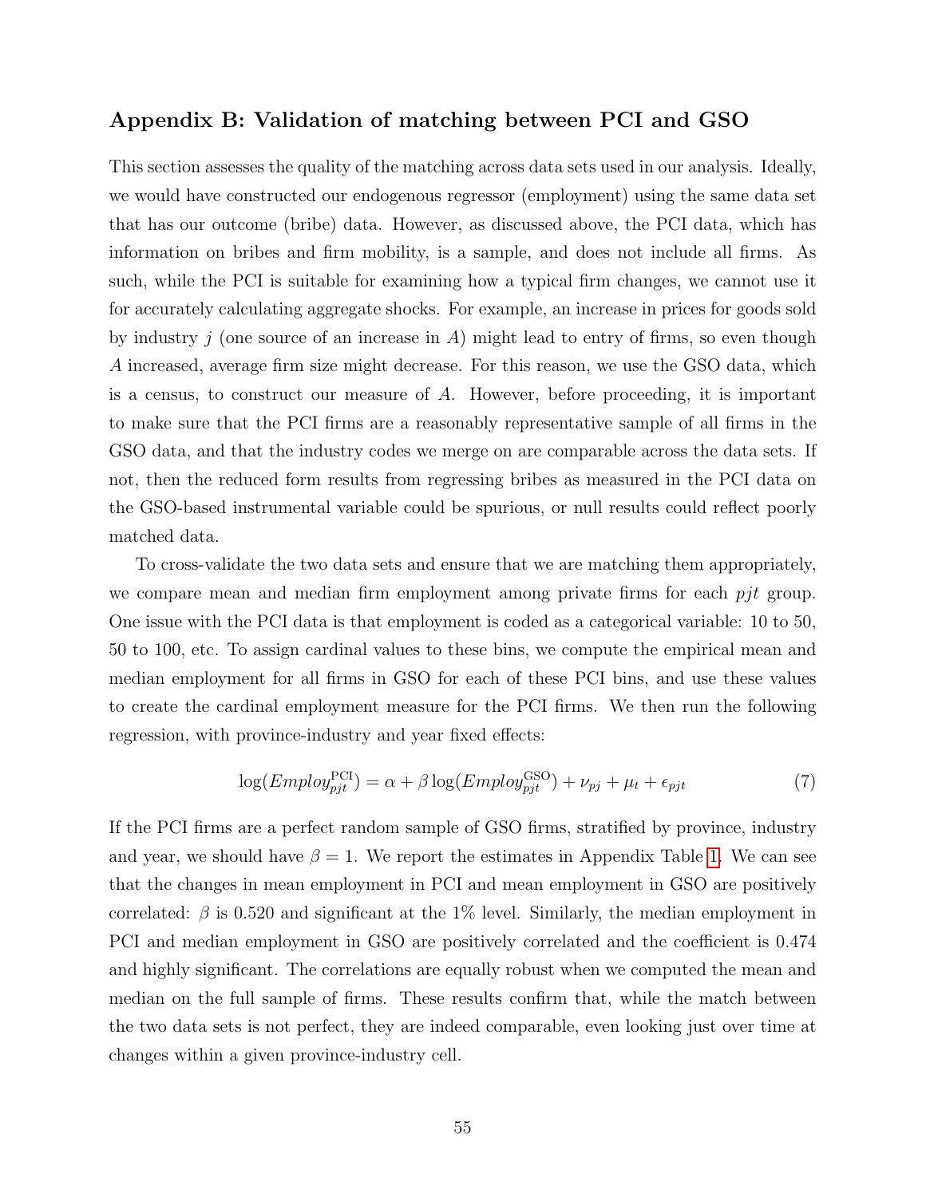## Appendix B: Validation of matching between PCI and GSO

This section assesses the quality of the matching across data sets used in our analysis. Ideally, we would have constructed our endogenous regressor (employment) using the same data set that has our outcome (bribe) data. However, as discussed above, the PCI data, which has information on bribes and firm mobility, is a sample, and does not include all firms. As such, while the PCI is suitable for examining how a typical firm changes, we cannot use it for accurately calculating aggregate shocks. For example, an increase in prices for goods sold by industry $j$ (one source of an increase in $A$) might lead to entry of firms, so even though $A$ increased, average firm size might decrease. For this reason, we use the GSO data, which is a census, to construct our measure of $A$. However, before proceeding, it is important to make sure that the PCI firms are a reasonably representative sample of all firms in the GSO data, and that the industry codes we merge on are comparable across the data sets. If not, then the reduced form results from regressing bribes as measured in the PCI data on the GSO-based instrumental variable could be spurious, or null results could reflect poorly matched data.

To cross-validate the two data sets and ensure that we are matching them appropriately, we compare mean and median firm employment among private firms for each $pjt$ group. One issue with the PCI data is that employment is coded as a categorical variable: 10 to 50, 50 to 100, etc. To assign cardinal values to these bins, we compute the empirical mean and median employment for all firms in GSO for each of these PCI bins, and use these values to create the cardinal employment measure for the PCI firms. We then run the following regression, with province-industry and year fixed effects:

$$\log(Employ_{pjt}^{\text{PCI}}) = \alpha + \beta \log(Employ_{pjt}^{\text{GSO}}) + \nu_{pj} + \mu_t + \epsilon_{pjt} \tag{7}$$

If the PCI firms are a perfect random sample of GSO firms, stratified by province, industry and year, we should have $\beta = 1$. We report the estimates in Appendix Table 1. We can see that the changes in mean employment in PCI and mean employment in GSO are positively correlated: $\beta$ is 0.520 and significant at the 1% level. Similarly, the median employment in PCI and median employment in GSO are positively correlated and the coefficient is 0.474 and highly significant. The correlations are equally robust when we computed the mean and median on the full sample of firms. These results confirm that, while the match between the two data sets is not perfect, they are indeed comparable, even looking just over time at changes within a given province-industry cell.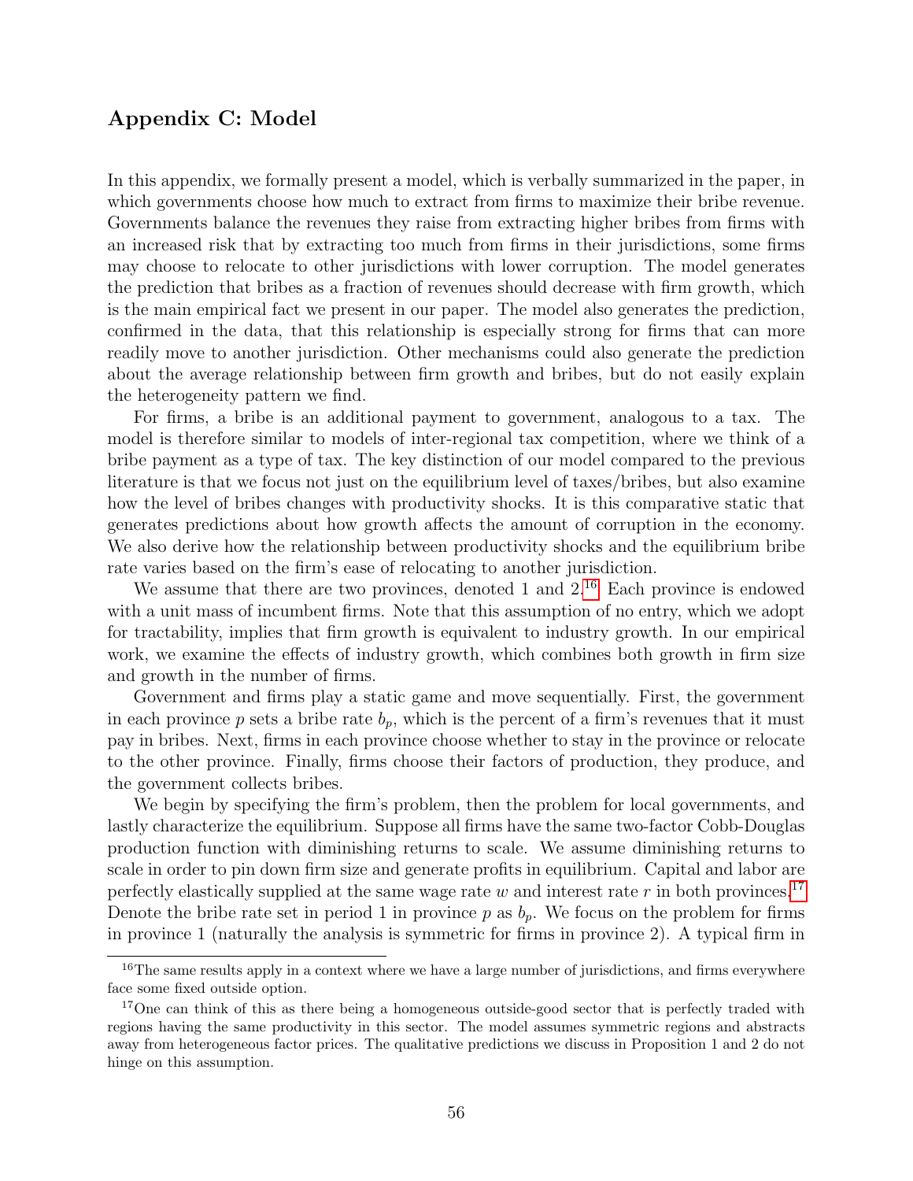## Appendix C: Model

In this appendix, we formally present a model, which is verbally summarized in the paper, in which governments choose how much to extract from firms to maximize their bribe revenue. Governments balance the revenues they raise from extracting higher bribes from firms with an increased risk that by extracting too much from firms in their jurisdictions, some firms may choose to relocate to other jurisdictions with lower corruption. The model generates the prediction that bribes as a fraction of revenues should decrease with firm growth, which is the main empirical fact we present in our paper. The model also generates the prediction, confirmed in the data, that this relationship is especially strong for firms that can more readily move to another jurisdiction. Other mechanisms could also generate the prediction about the average relationship between firm growth and bribes, but do not easily explain the heterogeneity pattern we find.

For firms, a bribe is an additional payment to government, analogous to a tax. The model is therefore similar to models of inter-regional tax competition, where we think of a bribe payment as a type of tax. The key distinction of our model compared to the previous literature is that we focus not just on the equilibrium level of taxes/bribes, but also examine how the level of bribes changes with productivity shocks. It is this comparative static that generates predictions about how growth affects the amount of corruption in the economy. We also derive how the relationship between productivity shocks and the equilibrium bribe rate varies based on the firm's ease of relocating to another jurisdiction.

We assume that there are two provinces, denoted 1 and 2.[16] Each province is endowed with a unit mass of incumbent firms. Note that this assumption of no entry, which we adopt for tractability, implies that firm growth is equivalent to industry growth. In our empirical work, we examine the effects of industry growth, which combines both growth in firm size and growth in the number of firms.

Government and firms play a static game and move sequentially. First, the government in each province $p$ sets a bribe rate $b_p$, which is the percent of a firm's revenues that it must pay in bribes. Next, firms in each province choose whether to stay in the province or relocate to the other province. Finally, firms choose their factors of production, they produce, and the government collects bribes.

We begin by specifying the firm's problem, then the problem for local governments, and lastly characterize the equilibrium. Suppose all firms have the same two-factor Cobb-Douglas production function with diminishing returns to scale. We assume diminishing returns to scale in order to pin down firm size and generate profits in equilibrium. Capital and labor are perfectly elastically supplied at the same wage rate $w$ and interest rate $r$ in both provinces.[17] Denote the bribe rate set in period 1 in province $p$ as $b_p$. We focus on the problem for firms in province 1 (naturally the analysis is symmetric for firms in province 2). A typical firm in

---

[16] The same results apply in a context where we have a large number of jurisdictions, and firms everywhere face some fixed outside option.

[17] One can think of this as there being a homogeneous outside-good sector that is perfectly traded with regions having the same productivity in this sector. The model assumes symmetric regions and abstracts away from heterogeneous factor prices. The qualitative predictions we discuss in Proposition 1 and 2 do not hinge on this assumption.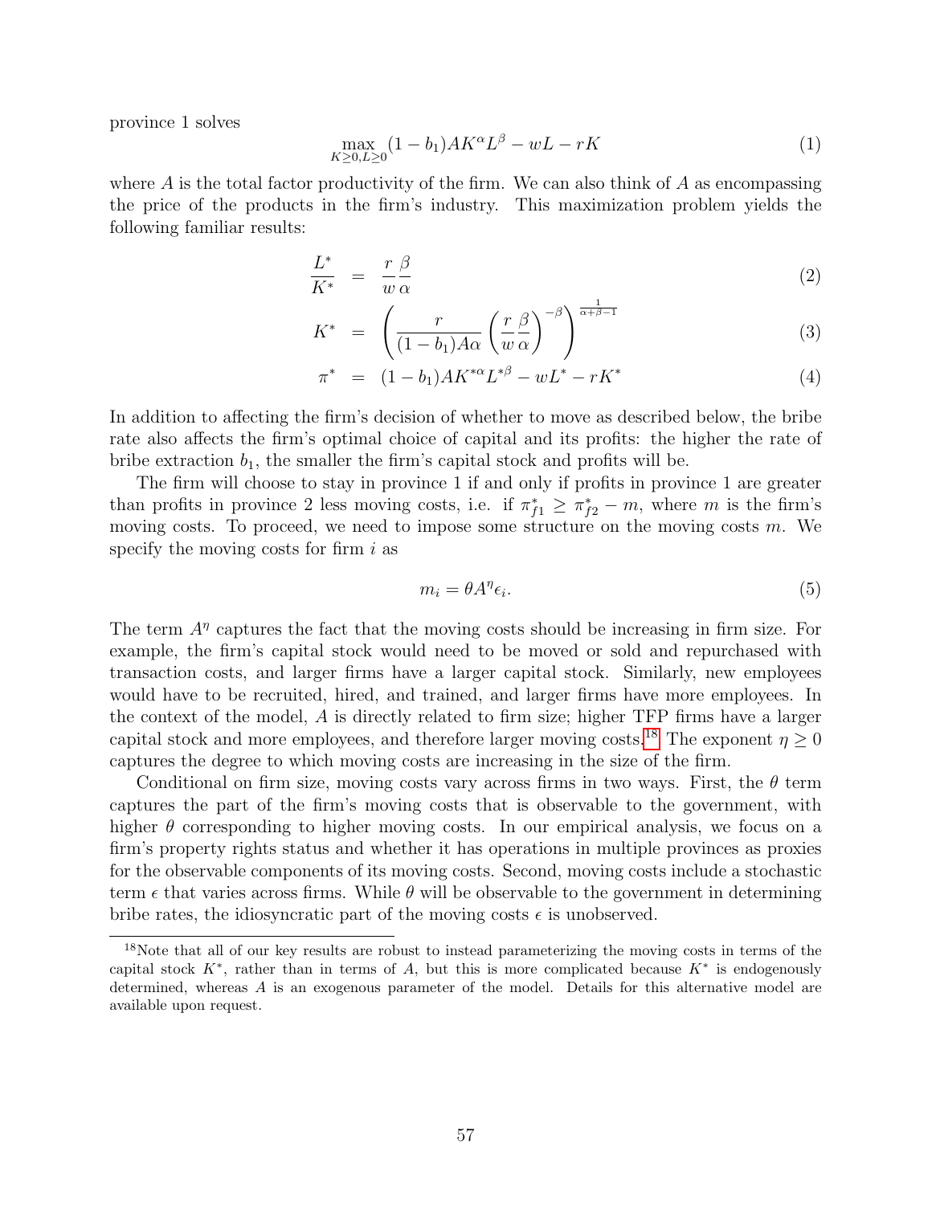province 1 solves

$$\max_{K\geq 0, L\geq 0}(1-b_1)AK^{\alpha}L^{\beta} - wL - rK \tag{1}$$

where $A$ is the total factor productivity of the firm. We can also think of $A$ as encompassing the price of the products in the firm's industry. This maximization problem yields the following familiar results:

$$\frac{L^*}{K^*} = \frac{r}{w}\frac{\beta}{\alpha} \tag{2}$$

$$K^* = \left(\frac{r}{(1-b_1)A\alpha}\left(\frac{r}{w}\frac{\beta}{\alpha}\right)^{-\beta}\right)^{\frac{1}{\alpha+\beta-1}} \tag{3}$$

$$\pi^* = (1-b_1)AK^{*\alpha}L^{*\beta} - wL^* - rK^* \tag{4}$$

In addition to affecting the firm's decision of whether to move as described below, the bribe rate also affects the firm's optimal choice of capital and its profits: the higher the rate of bribe extraction $b_1$, the smaller the firm's capital stock and profits will be.

The firm will choose to stay in province 1 if and only if profits in province 1 are greater than profits in province 2 less moving costs, i.e. if $\pi^*_{f1} \geq \pi^*_{f2} - m$, where $m$ is the firm's moving costs. To proceed, we need to impose some structure on the moving costs $m$. We specify the moving costs for firm $i$ as

$$m_i = \theta A^{\eta}\epsilon_i. \tag{5}$$

The term $A^{\eta}$ captures the fact that the moving costs should be increasing in firm size. For example, the firm's capital stock would need to be moved or sold and repurchased with transaction costs, and larger firms have a larger capital stock. Similarly, new employees would have to be recruited, hired, and trained, and larger firms have more employees. In the context of the model, $A$ is directly related to firm size; higher TFP firms have a larger capital stock and more employees, and therefore larger moving costs.[18] The exponent $\eta \geq 0$ captures the degree to which moving costs are increasing in the size of the firm.

Conditional on firm size, moving costs vary across firms in two ways. First, the $\theta$ term captures the part of the firm's moving costs that is observable to the government, with higher $\theta$ corresponding to higher moving costs. In our empirical analysis, we focus on a firm's property rights status and whether it has operations in multiple provinces as proxies for the observable components of its moving costs. Second, moving costs include a stochastic term $\epsilon$ that varies across firms. While $\theta$ will be observable to the government in determining bribe rates, the idiosyncratic part of the moving costs $\epsilon$ is unobserved.

[18] Note that all of our key results are robust to instead parameterizing the moving costs in terms of the capital stock $K^*$, rather than in terms of $A$, but this is more complicated because $K^*$ is endogenously determined, whereas $A$ is an exogenous parameter of the model. Details for this alternative model are available upon request.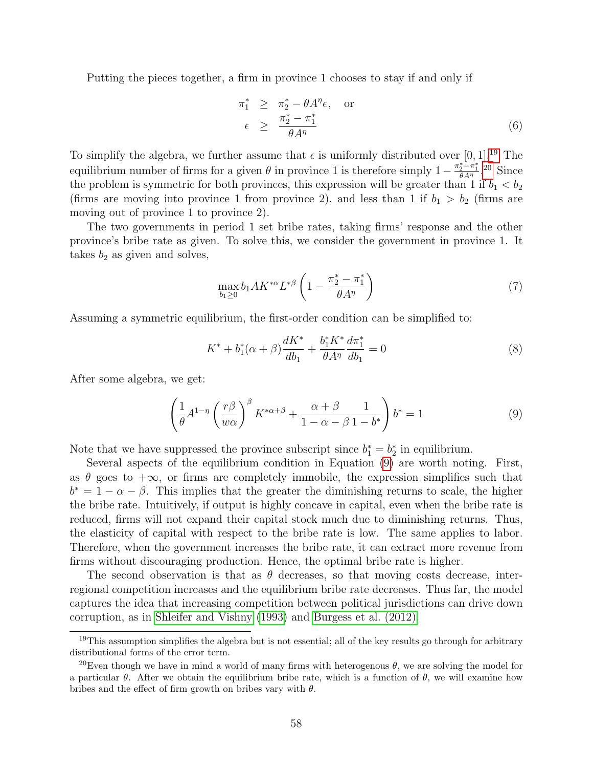Putting the pieces together, a firm in province 1 chooses to stay if and only if

$$\begin{aligned} \pi_1^* &\geq \pi_2^* - \theta A^\eta \epsilon, \quad \text{or} \\ \epsilon &\geq \frac{\pi_2^* - \pi_1^*}{\theta A^\eta} \end{aligned} \tag{6}$$

To simplify the algebra, we further assume that $\epsilon$ is uniformly distributed over $[0, 1]$.[19] The equilibrium number of firms for a given $\theta$ in province 1 is therefore simply $1 - \frac{\pi_2^* - \pi_1^*}{\theta A^\eta}$.[20] Since the problem is symmetric for both provinces, this expression will be greater than 1 if $b_1 < b_2$ (firms are moving into province 1 from province 2), and less than 1 if $b_1 > b_2$ (firms are moving out of province 1 to province 2).

The two governments in period 1 set bribe rates, taking firms' response and the other province's bribe rate as given. To solve this, we consider the government in province 1. It takes $b_2$ as given and solves,

$$\max_{b_1 \geq 0} b_1 A K^{*\alpha} L^{*\beta} \left(1 - \frac{\pi_2^* - \pi_1^*}{\theta A^\eta}\right) \tag{7}$$

Assuming a symmetric equilibrium, the first-order condition can be simplified to:

$$K^* + b_1^*(\alpha + \beta)\frac{dK^*}{db_1} + \frac{b_1^* K^*}{\theta A^\eta}\frac{d\pi_1^*}{db_1} = 0 \tag{8}$$

After some algebra, we get:

$$\left(\frac{1}{\theta} A^{1-\eta} \left(\frac{r\beta}{w\alpha}\right)^\beta K^{*\alpha+\beta} + \frac{\alpha + \beta}{1 - \alpha - \beta}\frac{1}{1 - b^*}\right) b^* = 1 \tag{9}$$

Note that we have suppressed the province subscript since $b_1^* = b_2^*$ in equilibrium.

Several aspects of the equilibrium condition in Equation (9) are worth noting. First, as $\theta$ goes to $+\infty$, or firms are completely immobile, the expression simplifies such that $b^* = 1 - \alpha - \beta$. This implies that the greater the diminishing returns to scale, the higher the bribe rate. Intuitively, if output is highly concave in capital, even when the bribe rate is reduced, firms will not expand their capital stock much due to diminishing returns. Thus, the elasticity of capital with respect to the bribe rate is low. The same applies to labor. Therefore, when the government increases the bribe rate, it can extract more revenue from firms without discouraging production. Hence, the optimal bribe rate is higher.

The second observation is that as $\theta$ decreases, so that moving costs decrease, inter-regional competition increases and the equilibrium bribe rate decreases. Thus far, the model captures the idea that increasing competition between political jurisdictions can drive down corruption, as in Shleifer and Vishny (1993) and Burgess et al. (2012).

[19] This assumption simplifies the algebra but is not essential; all of the key results go through for arbitrary distributional forms of the error term.

[20] Even though we have in mind a world of many firms with heterogenous $\theta$, we are solving the model for a particular $\theta$. After we obtain the equilibrium bribe rate, which is a function of $\theta$, we will examine how bribes and the effect of firm growth on bribes vary with $\theta$.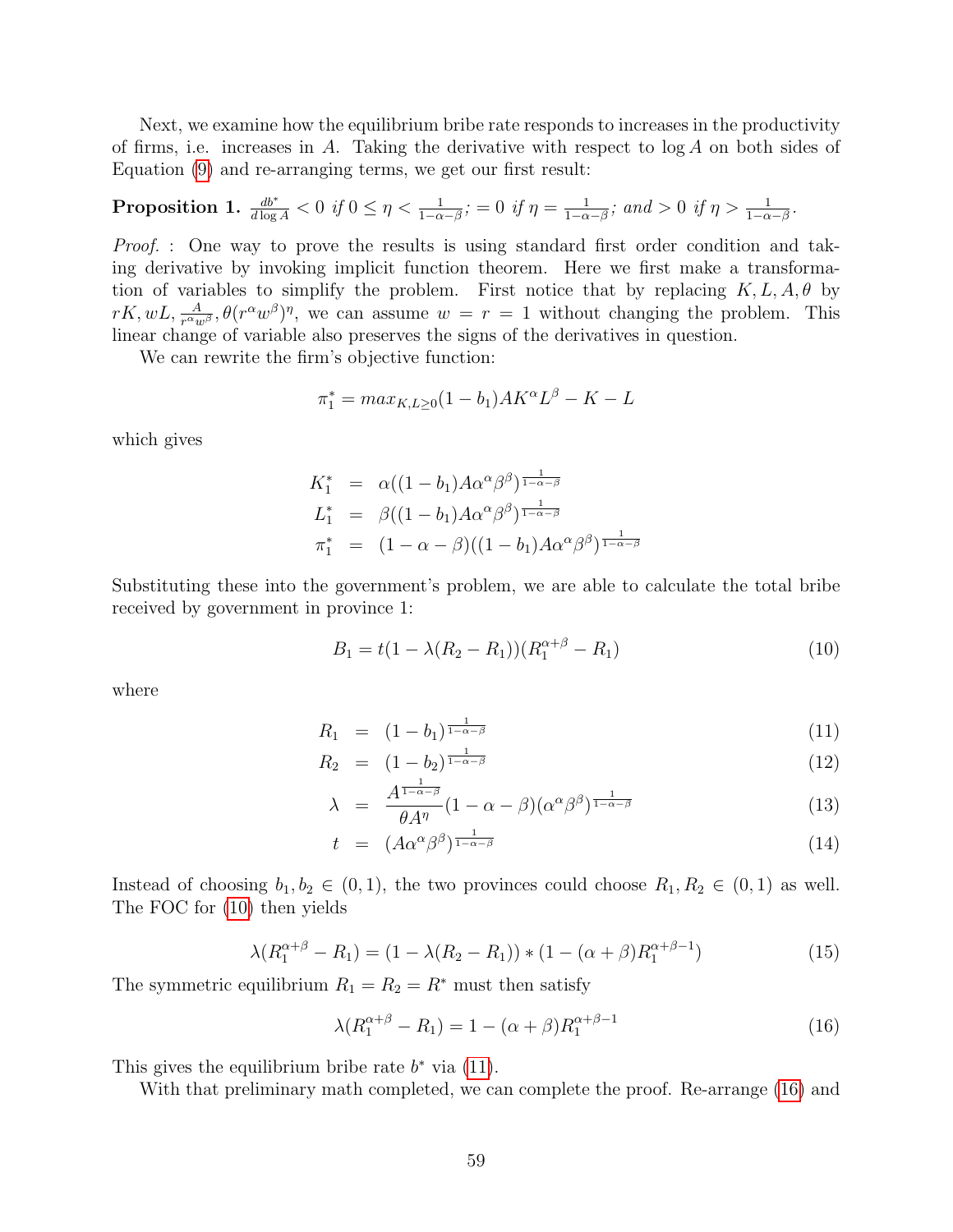Next, we examine how the equilibrium bribe rate responds to increases in the productivity of firms, i.e. increases in $A$. Taking the derivative with respect to $\log A$ on both sides of Equation (9) and re-arranging terms, we get our first result:

**Proposition 1.** $\frac{db^*}{d\log A} < 0$ *if* $0 \leq \eta < \frac{1}{1-\alpha-\beta}$*;* $= 0$ *if* $\eta = \frac{1}{1-\alpha-\beta}$*; and* $> 0$ *if* $\eta > \frac{1}{1-\alpha-\beta}$*.*

*Proof.* : One way to prove the results is using standard first order condition and taking derivative by invoking implicit function theorem. Here we first make a transformation of variables to simplify the problem. First notice that by replacing $K, L, A, \theta$ by $rK, wL, \frac{A}{r^\alpha w^\beta}, \theta(r^\alpha w^\beta)^\eta$, we can assume $w = r = 1$ without changing the problem. This linear change of variable also preserves the signs of the derivatives in question.

We can rewrite the firm's objective function:

$$\pi_1^* = max_{K,L\geq 0}(1-b_1)AK^\alpha L^\beta - K - L$$

which gives

$$\begin{aligned} K_1^* &= \alpha((1-b_1)A\alpha^\alpha\beta^\beta)^{\frac{1}{1-\alpha-\beta}} \\ L_1^* &= \beta((1-b_1)A\alpha^\alpha\beta^\beta)^{\frac{1}{1-\alpha-\beta}} \\ \pi_1^* &= (1-\alpha-\beta)((1-b_1)A\alpha^\alpha\beta^\beta)^{\frac{1}{1-\alpha-\beta}} \end{aligned}$$

Substituting these into the government's problem, we are able to calculate the total bribe received by government in province 1:

$$B_1 = t(1-\lambda(R_2 - R_1))(R_1^{\alpha+\beta} - R_1) \tag{10}$$

where

$$R_1 = (1-b_1)^{\frac{1}{1-\alpha-\beta}} \tag{11}$$

$$R_2 = (1-b_2)^{\frac{1}{1-\alpha-\beta}} \tag{12}$$

$$\lambda = \frac{A^{\frac{1}{1-\alpha-\beta}}}{\theta A^\eta}(1-\alpha-\beta)(\alpha^\alpha\beta^\beta)^{\frac{1}{1-\alpha-\beta}} \tag{13}$$

$$t = (A\alpha^\alpha\beta^\beta)^{\frac{1}{1-\alpha-\beta}} \tag{14}$$

Instead of choosing $b_1, b_2 \in (0,1)$, the two provinces could choose $R_1, R_2 \in (0,1)$ as well. The FOC for (10) then yields

$$\lambda(R_1^{\alpha+\beta} - R_1) = (1-\lambda(R_2 - R_1)) * (1-(\alpha+\beta)R_1^{\alpha+\beta-1}) \tag{15}$$

The symmetric equilibrium $R_1 = R_2 = R^*$ must then satisfy

$$\lambda(R_1^{\alpha+\beta} - R_1) = 1-(\alpha+\beta)R_1^{\alpha+\beta-1} \tag{16}$$

This gives the equilibrium bribe rate $b^*$ via (11).

With that preliminary math completed, we can complete the proof. Re-arrange (16) and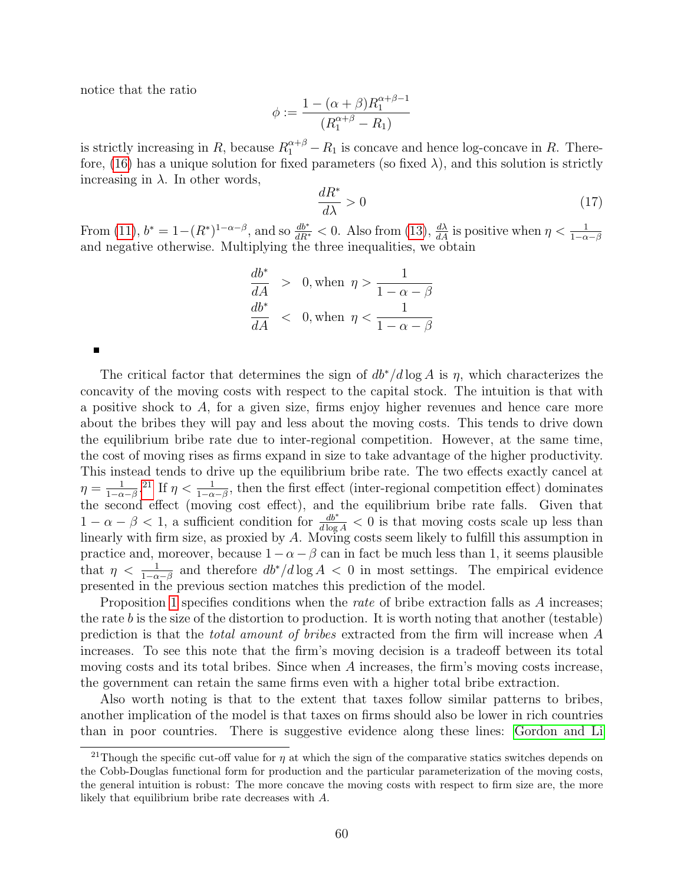notice that the ratio

$$\phi := \frac{1 - (\alpha + \beta) R_1^{\alpha+\beta-1}}{(R_1^{\alpha+\beta} - R_1)}$$

is strictly increasing in $R$, because $R_1^{\alpha+\beta} - R_1$ is concave and hence log-concave in $R$. Therefore, (16) has a unique solution for fixed parameters (so fixed $\lambda$), and this solution is strictly increasing in $\lambda$. In other words,

$$\frac{dR^*}{d\lambda} > 0 \tag{17}$$

From (11), $b^* = 1 - (R^*)^{1-\alpha-\beta}$, and so $\frac{db^*}{dR^*} < 0$. Also from (13), $\frac{d\lambda}{dA}$ is positive when $\eta < \frac{1}{1-\alpha-\beta}$ and negative otherwise. Multiplying the three inequalities, we obtain

$$\begin{aligned} \frac{db^*}{dA} &> 0, \text{when } \eta > \frac{1}{1-\alpha-\beta} \\ \frac{db^*}{dA} &< 0, \text{when } \eta < \frac{1}{1-\alpha-\beta} \end{aligned}$$

■

The critical factor that determines the sign of $db^*/d\log A$ is $\eta$, which characterizes the concavity of the moving costs with respect to the capital stock. The intuition is that with a positive shock to $A$, for a given size, firms enjoy higher revenues and hence care more about the bribes they will pay and less about the moving costs. This tends to drive down the equilibrium bribe rate due to inter-regional competition. However, at the same time, the cost of moving rises as firms expand in size to take advantage of the higher productivity. This instead tends to drive up the equilibrium bribe rate. The two effects exactly cancel at $\eta = \frac{1}{1-\alpha-\beta}$.[21] If $\eta < \frac{1}{1-\alpha-\beta}$, then the first effect (inter-regional competition effect) dominates the second effect (moving cost effect), and the equilibrium bribe rate falls. Given that $1 - \alpha - \beta < 1$, a sufficient condition for $\frac{db^*}{d\log A} < 0$ is that moving costs scale up less than linearly with firm size, as proxied by $A$. Moving costs seem likely to fulfill this assumption in practice and, moreover, because $1 - \alpha - \beta$ can in fact be much less than 1, it seems plausible that $\eta < \frac{1}{1-\alpha-\beta}$ and therefore $db^*/d\log A < 0$ in most settings. The empirical evidence presented in the previous section matches this prediction of the model.

Proposition 1 specifies conditions when the *rate* of bribe extraction falls as $A$ increases; the rate $b$ is the size of the distortion to production. It is worth noting that another (testable) prediction is that the *total amount of bribes* extracted from the firm will increase when $A$ increases. To see this note that the firm's moving decision is a tradeoff between its total moving costs and its total bribes. Since when $A$ increases, the firm's moving costs increase, the government can retain the same firms even with a higher total bribe extraction.

Also worth noting is that to the extent that taxes follow similar patterns to bribes, another implication of the model is that taxes on firms should also be lower in rich countries than in poor countries. There is suggestive evidence along these lines: Gordon and Li

[21] Though the specific cut-off value for $\eta$ at which the sign of the comparative statics switches depends on the Cobb-Douglas functional form for production and the particular parameterization of the moving costs, the general intuition is robust: The more concave the moving costs with respect to firm size are, the more likely that equilibrium bribe rate decreases with $A$.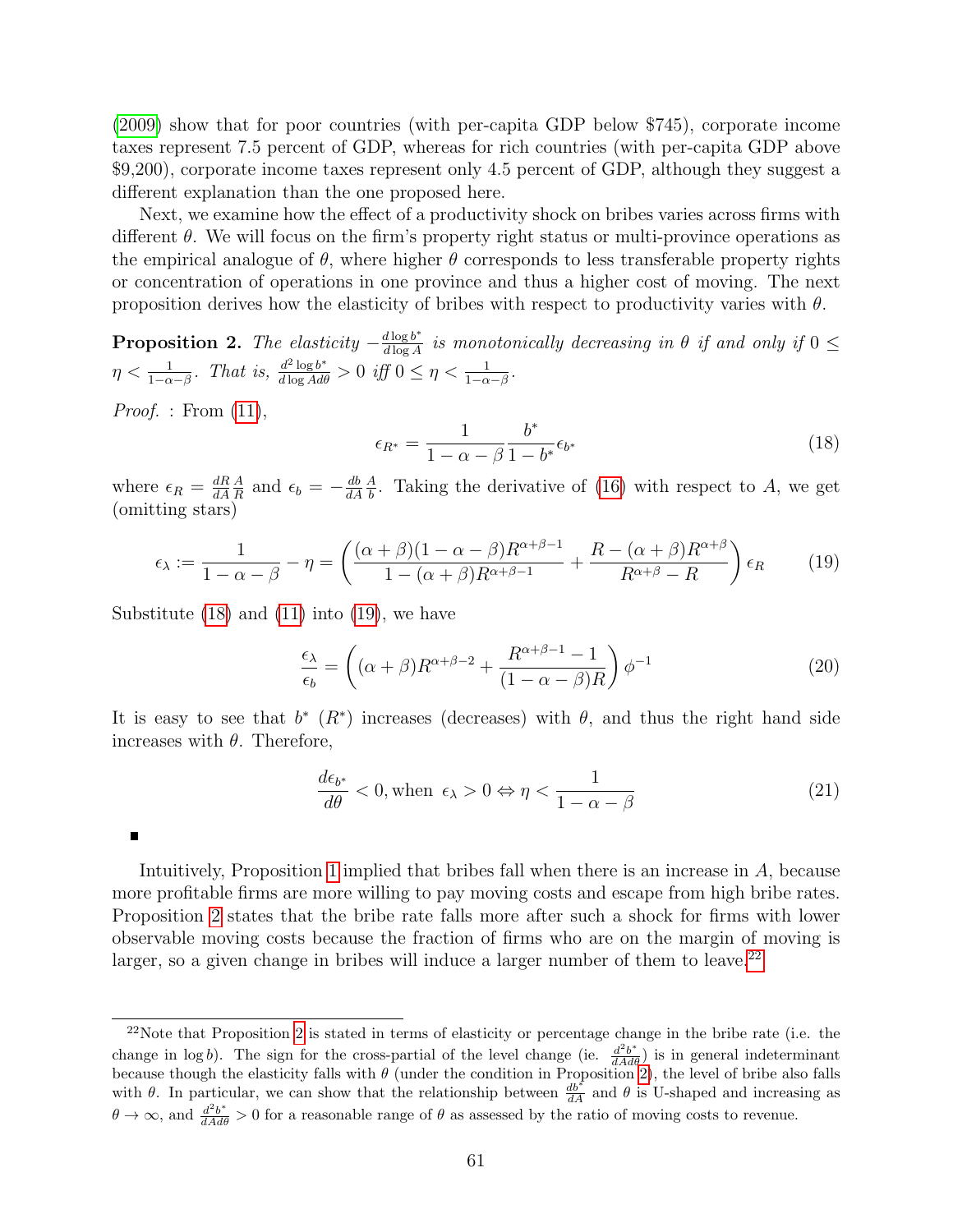(2009) show that for poor countries (with per-capita GDP below \$745), corporate income taxes represent 7.5 percent of GDP, whereas for rich countries (with per-capita GDP above \$9,200), corporate income taxes represent only 4.5 percent of GDP, although they suggest a different explanation than the one proposed here.

Next, we examine how the effect of a productivity shock on bribes varies across firms with different $\theta$. We will focus on the firm's property right status or multi-province operations as the empirical analogue of $\theta$, where higher $\theta$ corresponds to less transferable property rights or concentration of operations in one province and thus a higher cost of moving. The next proposition derives how the elasticity of bribes with respect to productivity varies with $\theta$.

**Proposition 2.** *The elasticity $-\frac{d \log b^*}{d \log A}$ is monotonically decreasing in $\theta$ if and only if $0 \leq \eta < \frac{1}{1-\alpha-\beta}$. That is, $\frac{d^2 \log b^*}{d \log A d\theta} > 0$ iff $0 \leq \eta < \frac{1}{1-\alpha-\beta}$.*

*Proof.* : From (11),

$$\epsilon_{R^*} = \frac{1}{1-\alpha-\beta} \frac{b^*}{1-b^*} \epsilon_{b^*} \tag{18}$$

where $\epsilon_R = \frac{dR}{dA}\frac{A}{R}$ and $\epsilon_b = -\frac{db}{dA}\frac{A}{b}$. Taking the derivative of (16) with respect to $A$, we get (omitting stars)

$$\epsilon_\lambda := \frac{1}{1-\alpha-\beta} - \eta = \left( \frac{(\alpha+\beta)(1-\alpha-\beta)R^{\alpha+\beta-1}}{1-(\alpha+\beta)R^{\alpha+\beta-1}} + \frac{R-(\alpha+\beta)R^{\alpha+\beta}}{R^{\alpha+\beta}-R} \right) \epsilon_R \tag{19}$$

Substitute (18) and (11) into (19), we have

$$\frac{\epsilon_\lambda}{\epsilon_b} = \left( (\alpha+\beta)R^{\alpha+\beta-2} + \frac{R^{\alpha+\beta-1}-1}{(1-\alpha-\beta)R} \right) \phi^{-1} \tag{20}$$

It is easy to see that $b^*$ ($R^*$) increases (decreases) with $\theta$, and thus the right hand side increases with $\theta$. Therefore,

$$\frac{d\epsilon_{b^*}}{d\theta} < 0, \text{when } \epsilon_\lambda > 0 \Leftrightarrow \eta < \frac{1}{1-\alpha-\beta} \tag{21}$$

■

Intuitively, Proposition 1 implied that bribes fall when there is an increase in $A$, because more profitable firms are more willing to pay moving costs and escape from high bribe rates. Proposition 2 states that the bribe rate falls more after such a shock for firms with lower observable moving costs because the fraction of firms who are on the margin of moving is larger, so a given change in bribes will induce a larger number of them to leave.[22]

[22] Note that Proposition 2 is stated in terms of elasticity or percentage change in the bribe rate (i.e. the change in $\log b$). The sign for the cross-partial of the level change (ie. $\frac{d^2 b^*}{dA d\theta}$) is in general indeterminant because though the elasticity falls with $\theta$ (under the condition in Proposition 2), the level of bribe also falls with $\theta$. In particular, we can show that the relationship between $\frac{db^*}{dA}$ and $\theta$ is U-shaped and increasing as $\theta \to \infty$, and $\frac{d^2 b^*}{dA d\theta} > 0$ for a reasonable range of $\theta$ as assessed by the ratio of moving costs to revenue.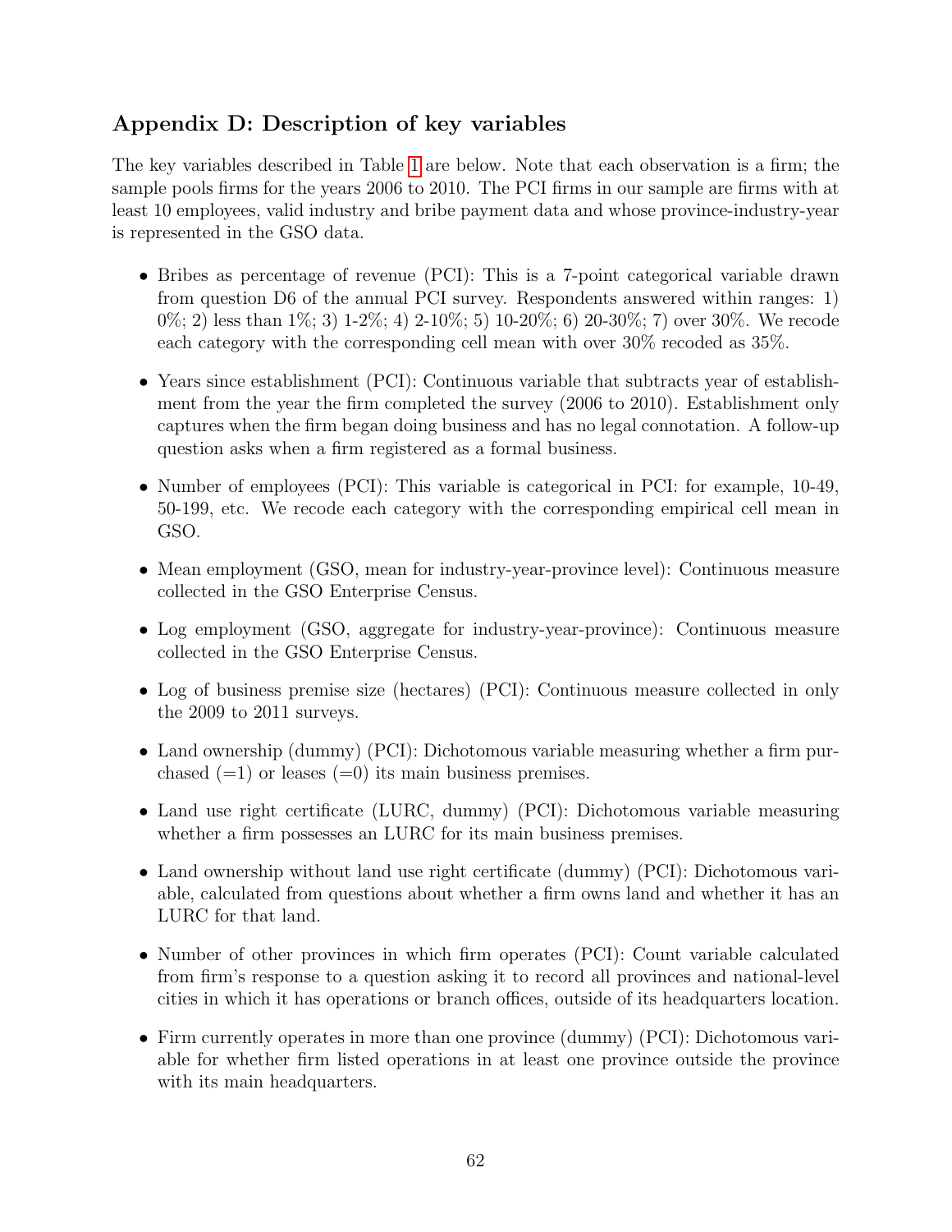## Appendix D: Description of key variables

The key variables described in Table 1 are below. Note that each observation is a firm; the sample pools firms for the years 2006 to 2010. The PCI firms in our sample are firms with at least 10 employees, valid industry and bribe payment data and whose province-industry-year is represented in the GSO data.

- Bribes as percentage of revenue (PCI): This is a 7-point categorical variable drawn from question D6 of the annual PCI survey. Respondents answered within ranges: 1) 0%; 2) less than 1%; 3) 1-2%; 4) 2-10%; 5) 10-20%; 6) 20-30%; 7) over 30%. We recode each category with the corresponding cell mean with over 30% recoded as 35%.
- Years since establishment (PCI): Continuous variable that subtracts year of establishment from the year the firm completed the survey (2006 to 2010). Establishment only captures when the firm began doing business and has no legal connotation. A follow-up question asks when a firm registered as a formal business.
- Number of employees (PCI): This variable is categorical in PCI: for example, 10-49, 50-199, etc. We recode each category with the corresponding empirical cell mean in GSO.
- Mean employment (GSO, mean for industry-year-province level): Continuous measure collected in the GSO Enterprise Census.
- Log employment (GSO, aggregate for industry-year-province): Continuous measure collected in the GSO Enterprise Census.
- Log of business premise size (hectares) (PCI): Continuous measure collected in only the 2009 to 2011 surveys.
- Land ownership (dummy) (PCI): Dichotomous variable measuring whether a firm purchased (=1) or leases (=0) its main business premises.
- Land use right certificate (LURC, dummy) (PCI): Dichotomous variable measuring whether a firm possesses an LURC for its main business premises.
- Land ownership without land use right certificate (dummy) (PCI): Dichotomous variable, calculated from questions about whether a firm owns land and whether it has an LURC for that land.
- Number of other provinces in which firm operates (PCI): Count variable calculated from firm's response to a question asking it to record all provinces and national-level cities in which it has operations or branch offices, outside of its headquarters location.
- Firm currently operates in more than one province (dummy) (PCI): Dichotomous variable for whether firm listed operations in at least one province outside the province with its main headquarters.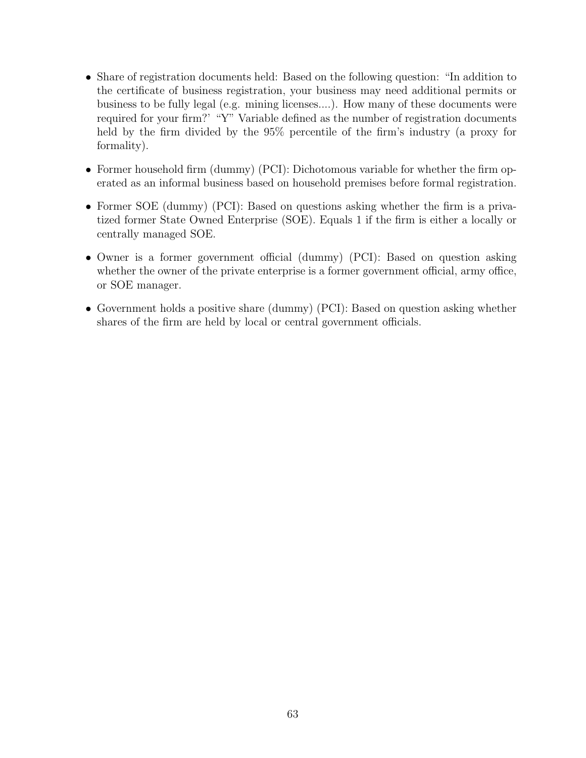- Share of registration documents held: Based on the following question: "In addition to the certificate of business registration, your business may need additional permits or business to be fully legal (e.g. mining licenses....). How many of these documents were required for your firm?' "Y" Variable defined as the number of registration documents held by the firm divided by the 95% percentile of the firm's industry (a proxy for formality).

- Former household firm (dummy) (PCI): Dichotomous variable for whether the firm operated as an informal business based on household premises before formal registration.

- Former SOE (dummy) (PCI): Based on questions asking whether the firm is a privatized former State Owned Enterprise (SOE). Equals 1 if the firm is either a locally or centrally managed SOE.

- Owner is a former government official (dummy) (PCI): Based on question asking whether the owner of the private enterprise is a former government official, army office, or SOE manager.

- Government holds a positive share (dummy) (PCI): Based on question asking whether shares of the firm are held by local or central government officials.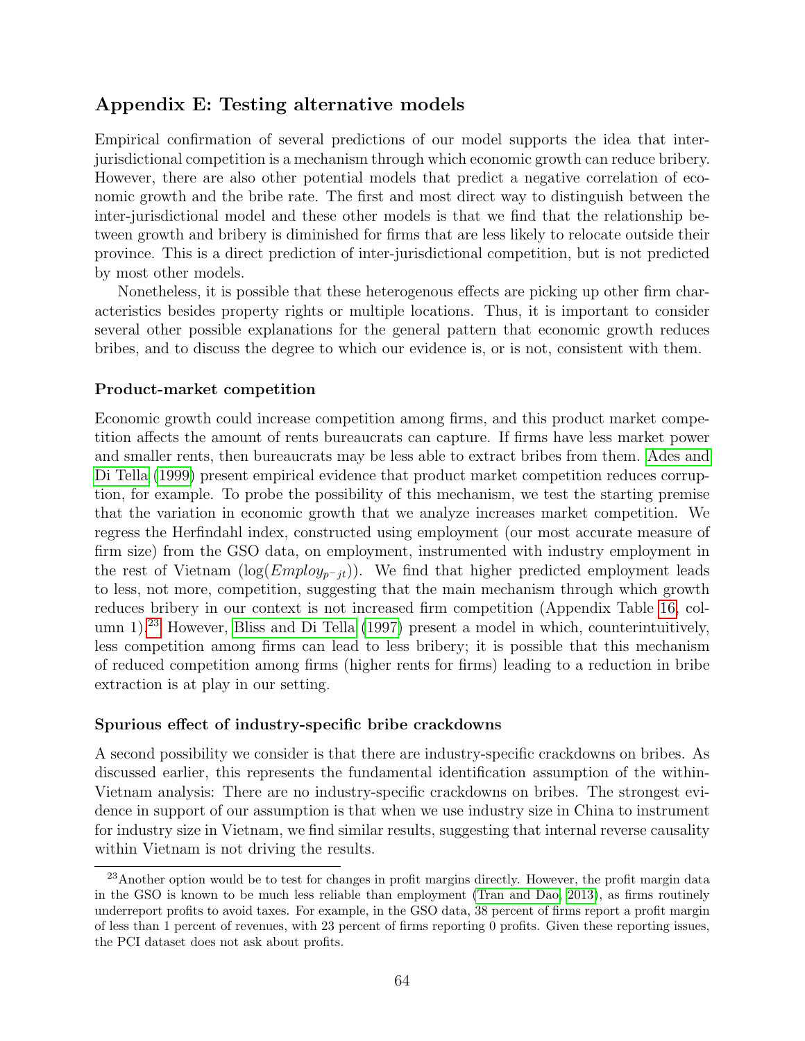## Appendix E: Testing alternative models

Empirical confirmation of several predictions of our model supports the idea that inter-jurisdictional competition is a mechanism through which economic growth can reduce bribery. However, there are also other potential models that predict a negative correlation of economic growth and the bribe rate. The first and most direct way to distinguish between the inter-jurisdictional model and these other models is that we find that the relationship between growth and bribery is diminished for firms that are less likely to relocate outside their province. This is a direct prediction of inter-jurisdictional competition, but is not predicted by most other models.

Nonetheless, it is possible that these heterogenous effects are picking up other firm characteristics besides property rights or multiple locations. Thus, it is important to consider several other possible explanations for the general pattern that economic growth reduces bribes, and to discuss the degree to which our evidence is, or is not, consistent with them.

### Product-market competition

Economic growth could increase competition among firms, and this product market competition affects the amount of rents bureaucrats can capture. If firms have less market power and smaller rents, then bureaucrats may be less able to extract bribes from them. Ades and Di Tella (1999) present empirical evidence that product market competition reduces corruption, for example. To probe the possibility of this mechanism, we test the starting premise that the variation in economic growth that we analyze increases market competition. We regress the Herfindahl index, constructed using employment (our most accurate measure of firm size) from the GSO data, on employment, instrumented with industry employment in the rest of Vietnam ($\log(Employ_{p^{-}jt})$). We find that higher predicted employment leads to less, not more, competition, suggesting that the main mechanism through which growth reduces bribery in our context is not increased firm competition (Appendix Table 16, column 1).[23] However, Bliss and Di Tella (1997) present a model in which, counterintuitively, less competition among firms can lead to less bribery; it is possible that this mechanism of reduced competition among firms (higher rents for firms) leading to a reduction in bribe extraction is at play in our setting.

### Spurious effect of industry-specific bribe crackdowns

A second possibility we consider is that there are industry-specific crackdowns on bribes. As discussed earlier, this represents the fundamental identification assumption of the within-Vietnam analysis: There are no industry-specific crackdowns on bribes. The strongest evidence in support of our assumption is that when we use industry size in China to instrument for industry size in Vietnam, we find similar results, suggesting that internal reverse causality within Vietnam is not driving the results.

[23] Another option would be to test for changes in profit margins directly. However, the profit margin data in the GSO is known to be much less reliable than employment (Tran and Dao, 2013), as firms routinely underreport profits to avoid taxes. For example, in the GSO data, 38 percent of firms report a profit margin of less than 1 percent of revenues, with 23 percent of firms reporting 0 profits. Given these reporting issues, the PCI dataset does not ask about profits.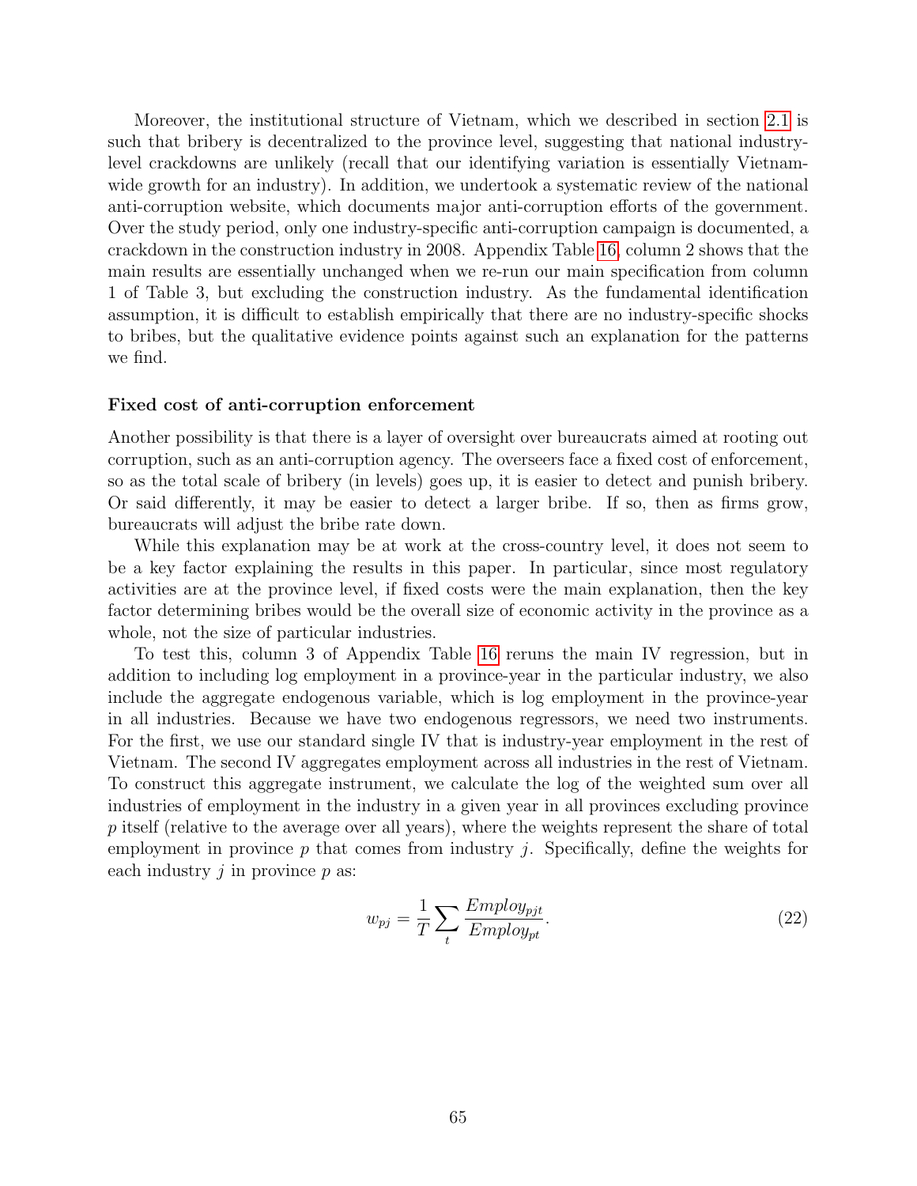Moreover, the institutional structure of Vietnam, which we described in section 2.1 is such that bribery is decentralized to the province level, suggesting that national industry-level crackdowns are unlikely (recall that our identifying variation is essentially Vietnam-wide growth for an industry). In addition, we undertook a systematic review of the national anti-corruption website, which documents major anti-corruption efforts of the government. Over the study period, only one industry-specific anti-corruption campaign is documented, a crackdown in the construction industry in 2008. Appendix Table 16, column 2 shows that the main results are essentially unchanged when we re-run our main specification from column 1 of Table 3, but excluding the construction industry. As the fundamental identification assumption, it is difficult to establish empirically that there are no industry-specific shocks to bribes, but the qualitative evidence points against such an explanation for the patterns we find.

**Fixed cost of anti-corruption enforcement**

Another possibility is that there is a layer of oversight over bureaucrats aimed at rooting out corruption, such as an anti-corruption agency. The overseers face a fixed cost of enforcement, so as the total scale of bribery (in levels) goes up, it is easier to detect and punish bribery. Or said differently, it may be easier to detect a larger bribe. If so, then as firms grow, bureaucrats will adjust the bribe rate down.

While this explanation may be at work at the cross-country level, it does not seem to be a key factor explaining the results in this paper. In particular, since most regulatory activities are at the province level, if fixed costs were the main explanation, then the key factor determining bribes would be the overall size of economic activity in the province as a whole, not the size of particular industries.

To test this, column 3 of Appendix Table 16 reruns the main IV regression, but in addition to including log employment in a province-year in the particular industry, we also include the aggregate endogenous variable, which is log employment in the province-year in all industries. Because we have two endogenous regressors, we need two instruments. For the first, we use our standard single IV that is industry-year employment in the rest of Vietnam. The second IV aggregates employment across all industries in the rest of Vietnam. To construct this aggregate instrument, we calculate the log of the weighted sum over all industries of employment in the industry in a given year in all provinces excluding province $p$ itself (relative to the average over all years), where the weights represent the share of total employment in province $p$ that comes from industry $j$. Specifically, define the weights for each industry $j$ in province $p$ as:

$$w_{pj} = \frac{1}{T} \sum_{t} \frac{Employ_{pjt}}{Employ_{pt}}. \tag{22}$$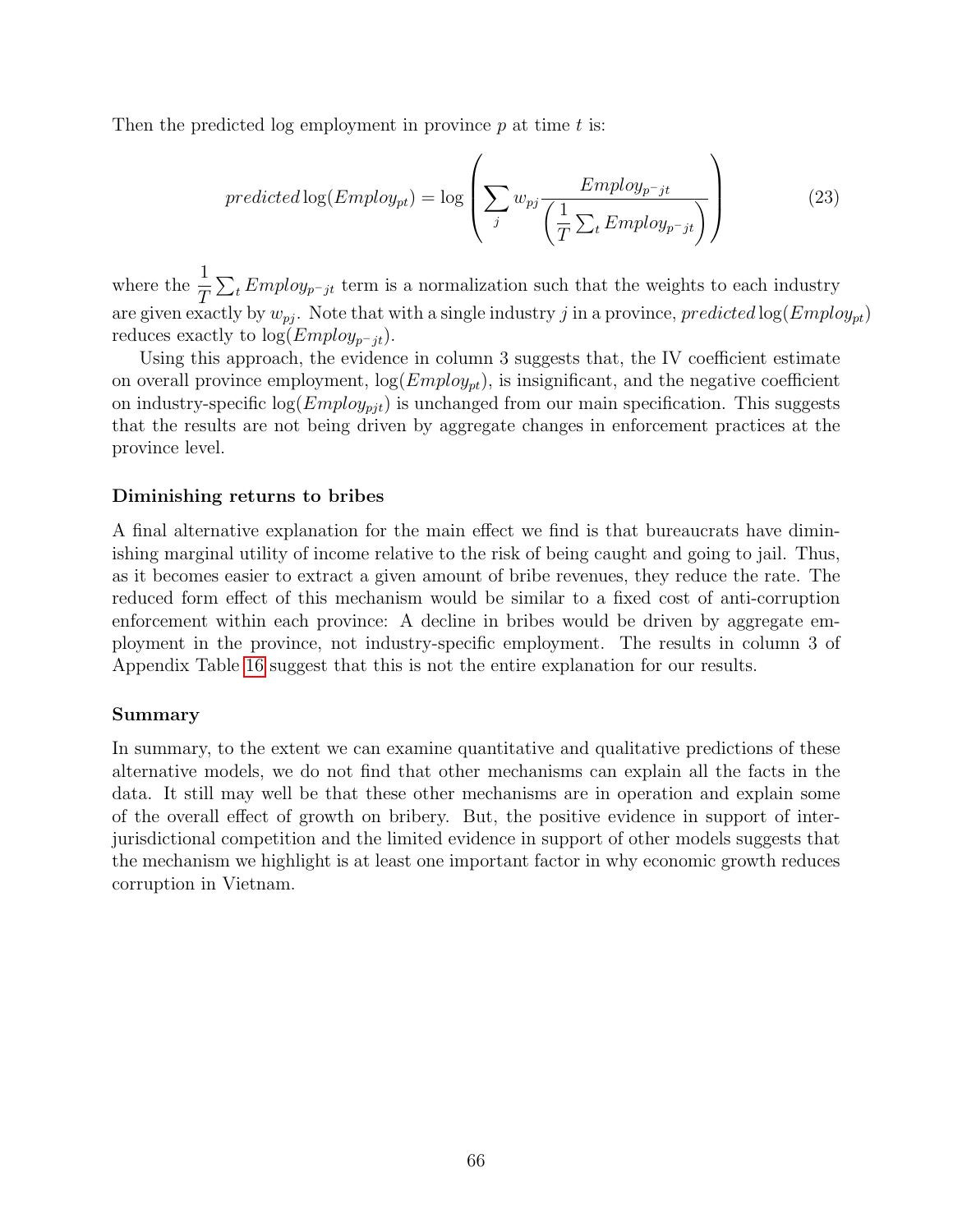Then the predicted log employment in province $p$ at time $t$ is:

$$predicted \log(Employ_{pt}) = \log\left(\sum_j w_{pj} \frac{Employ_{p^-jt}}{\left(\frac{1}{T}\sum_t Employ_{p^-jt}\right)}\right) \tag{23}$$

where the $\frac{1}{T}\sum_t Employ_{p^-jt}$ term is a normalization such that the weights to each industry are given exactly by $w_{pj}$. Note that with a single industry $j$ in a province, $predicted \log(Employ_{pt})$ reduces exactly to $\log(Employ_{p^-jt})$.

Using this approach, the evidence in column 3 suggests that, the IV coefficient estimate on overall province employment, $\log(Employ_{pt})$, is insignificant, and the negative coefficient on industry-specific $\log(Employ_{pjt})$ is unchanged from our main specification. This suggests that the results are not being driven by aggregate changes in enforcement practices at the province level.

### Diminishing returns to bribes

A final alternative explanation for the main effect we find is that bureaucrats have diminishing marginal utility of income relative to the risk of being caught and going to jail. Thus, as it becomes easier to extract a given amount of bribe revenues, they reduce the rate. The reduced form effect of this mechanism would be similar to a fixed cost of anti-corruption enforcement within each province: A decline in bribes would be driven by aggregate employment in the province, not industry-specific employment. The results in column 3 of Appendix Table 16 suggest that this is not the entire explanation for our results.

### Summary

In summary, to the extent we can examine quantitative and qualitative predictions of these alternative models, we do not find that other mechanisms can explain all the facts in the data. It still may well be that these other mechanisms are in operation and explain some of the overall effect of growth on bribery. But, the positive evidence in support of inter-jurisdictional competition and the limited evidence in support of other models suggests that the mechanism we highlight is at least one important factor in why economic growth reduces corruption in Vietnam.